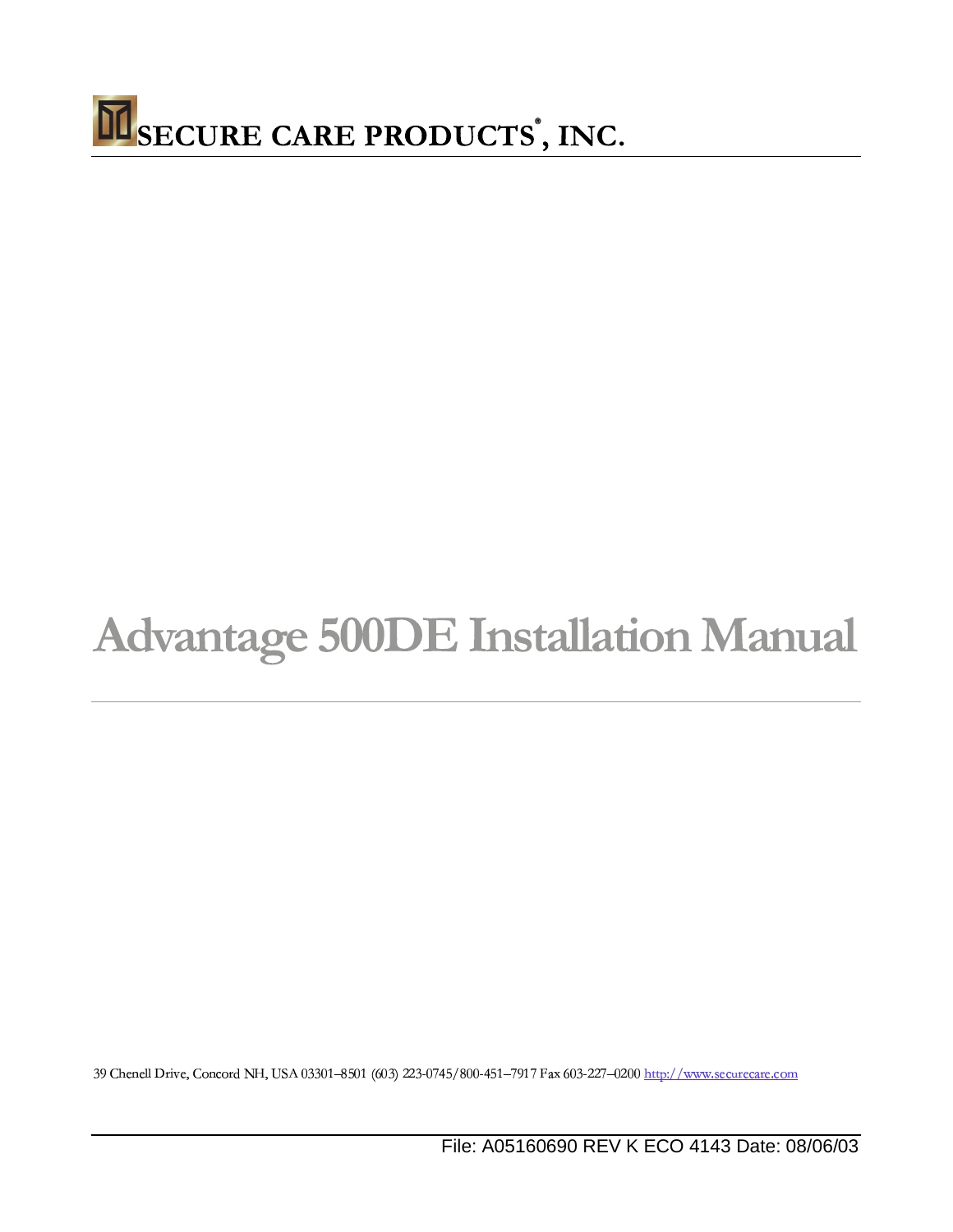SECURE CARE PRODUCTS®, INC.

# Advantage 500DE Installation Manual

39 Chenell Drive, Concord NH, USA 03301–8501 (603) 223-0745/800-451–7917 Fax 603-227–0200 http://www.securecare.com

File: A05160690 REV K ECO 4143 Date: 08/06/03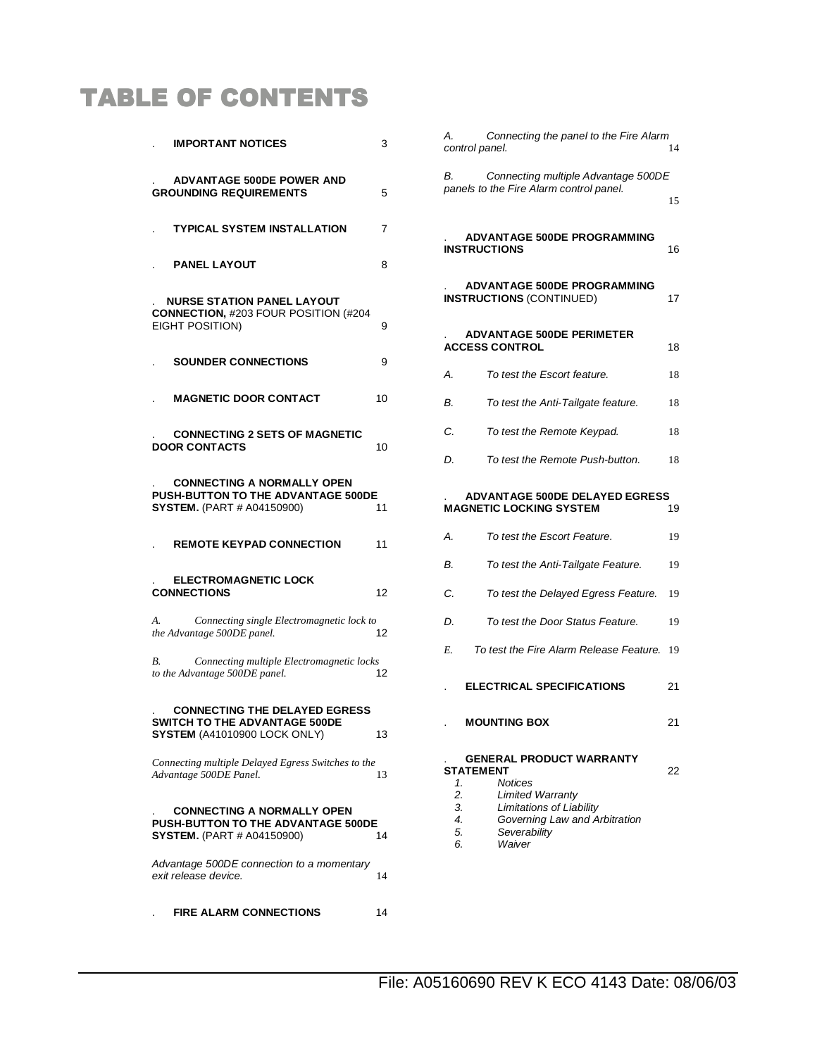# TABLE OF CONTENTS

| Section | Page |
|---|---|
| . **IMPORTANT NOTICES** | 3 |
| . **ADVANTAGE 500DE POWER AND GROUNDING REQUIREMENTS** | 5 |
| . **TYPICAL SYSTEM INSTALLATION** | 7 |
| . **PANEL LAYOUT** | 8 |
| . **NURSE STATION PANEL LAYOUT CONNECTION,** #203 FOUR POSITION (#204 EIGHT POSITION) | 9 |
| . **SOUNDER CONNECTIONS** | 9 |
| . **MAGNETIC DOOR CONTACT** | 10 |
| . **CONNECTING 2 SETS OF MAGNETIC DOOR CONTACTS** | 10 |
| . **CONNECTING A NORMALLY OPEN PUSH-BUTTON TO THE ADVANTAGE 500DE SYSTEM.** (PART # A04150900) | 11 |
| . **REMOTE KEYPAD CONNECTION** | 11 |
| . **ELECTROMAGNETIC LOCK CONNECTIONS** | 12 |
| *A. Connecting single Electromagnetic lock to the Advantage 500DE panel.* | 12 |
| *B. Connecting multiple Electromagnetic locks to the Advantage 500DE panel.* | 12 |
| . **CONNECTING THE DELAYED EGRESS SWITCH TO THE ADVANTAGE 500DE SYSTEM** (A41010900 LOCK ONLY) | 13 |
| *Connecting multiple Delayed Egress Switches to the Advantage 500DE Panel.* | 13 |
| . **CONNECTING A NORMALLY OPEN PUSH-BUTTON TO THE ADVANTAGE 500DE SYSTEM.** (PART # A04150900) | 14 |
| *Advantage 500DE connection to a momentary exit release device.* | 14 |
| . **FIRE ALARM CONNECTIONS** | 14 |
| *A. Connecting the panel to the Fire Alarm control panel.* | 14 |
| *B. Connecting multiple Advantage 500DE panels to the Fire Alarm control panel.* | 15 |
| . **ADVANTAGE 500DE PROGRAMMING INSTRUCTIONS** | 16 |
| . **ADVANTAGE 500DE PROGRAMMING INSTRUCTIONS** (CONTINUED) | 17 |
| . **ADVANTAGE 500DE PERIMETER ACCESS CONTROL** | 18 |
| *A. To test the Escort feature.* | 18 |
| *B. To test the Anti-Tailgate feature.* | 18 |
| *C. To test the Remote Keypad.* | 18 |
| *D. To test the Remote Push-button.* | 18 |
| . **ADVANTAGE 500DE DELAYED EGRESS MAGNETIC LOCKING SYSTEM** | 19 |
| *A. To test the Escort Feature.* | 19 |
| *B. To test the Anti-Tailgate Feature.* | 19 |
| *C. To test the Delayed Egress Feature.* | 19 |
| *D. To test the Door Status Feature.* | 19 |
| *E. To test the Fire Alarm Release Feature.* | 19 |
| . **ELECTRICAL SPECIFICATIONS** | 21 |
| . **MOUNTING BOX** | 21 |
| . **GENERAL PRODUCT WARRANTY STATEMENT** | 22 |

1. *Notices*
2. *Limited Warranty*
3. *Limitations of Liability*
4. *Governing Law and Arbitration*
5. *Severability*
6. *Waiver*

File: A05160690 REV K ECO 4143 Date: 08/06/03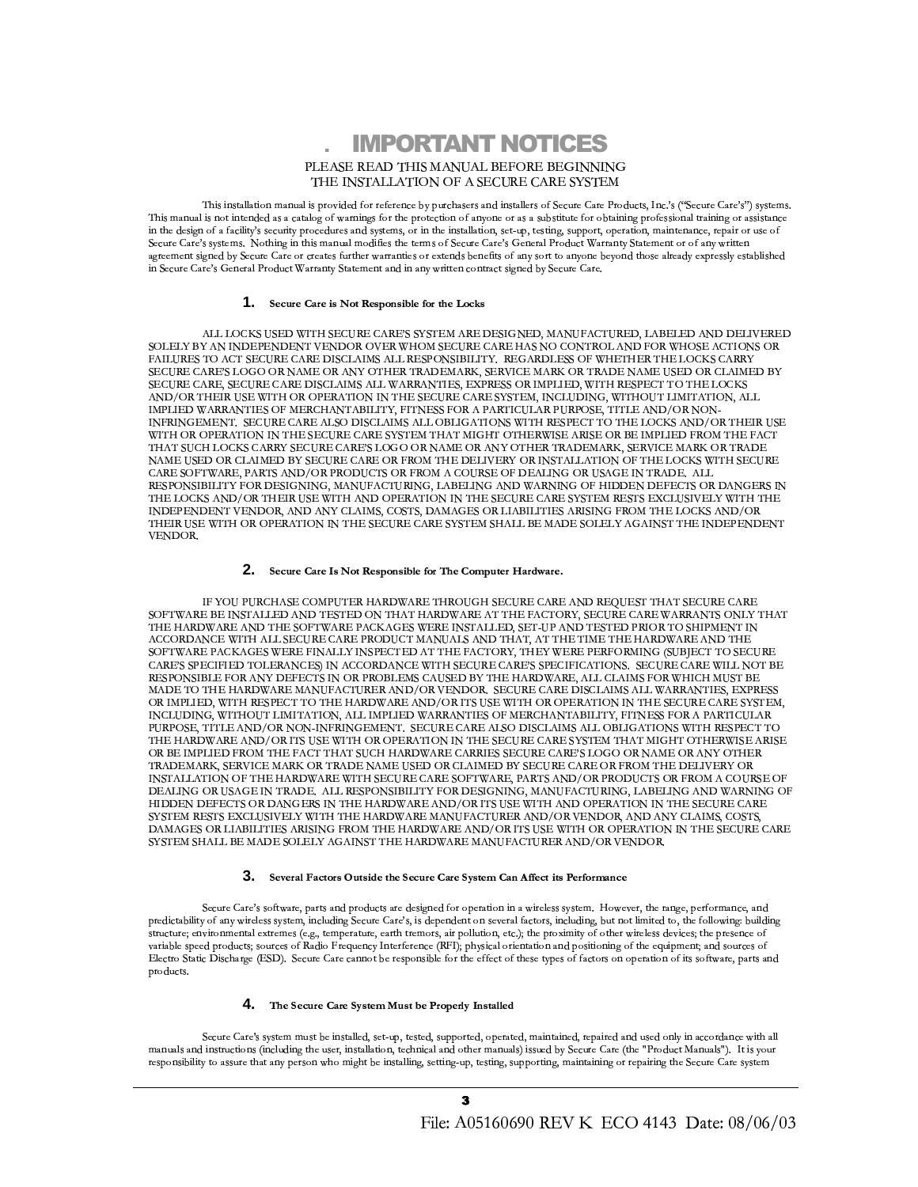# . IMPORTANT NOTICES

PLEASE READ THIS MANUAL BEFORE BEGINNING
THE INSTALLATION OF A SECURE CARE SYSTEM

This installation manual is provided for reference by purchasers and installers of Secure Care Products, Inc.'s ("Secure Care's") systems. This manual is not intended as a catalog of warnings for the protection of anyone or as a substitute for obtaining professional training or assistance in the design of a facility's security procedures and systems, or in the installation, set-up, testing, support, operation, maintenance, repair or use of Secure Care's systems. Nothing in this manual modifies the terms of Secure Care's General Product Warranty Statement or of any written agreement signed by Secure Care or creates further warranties or extends benefits of any sort to anyone beyond those already expressly established in Secure Care's General Product Warranty Statement and in any written contract signed by Secure Care.

## 1. Secure Care is Not Responsible for the Locks

ALL LOCKS USED WITH SECURE CARE'S SYSTEM ARE DESIGNED, MANUFACTURED, LABELED AND DELIVERED SOLELY BY AN INDEPENDENT VENDOR OVER WHOM SECURE CARE HAS NO CONTROL AND FOR WHOSE ACTIONS OR FAILURES TO ACT SECURE CARE DISCLAIMS ALL RESPONSIBILITY. REGARDLESS OF WHETHER THE LOCKS CARRY SECURE CARE'S LOGO OR NAME OR ANY OTHER TRADEMARK, SERVICE MARK OR TRADE NAME USED OR CLAIMED BY SECURE CARE, SECURE CARE DISCLAIMS ALL WARRANTIES, EXPRESS OR IMPLIED, WITH RESPECT TO THE LOCKS AND/OR THEIR USE WITH OR OPERATION IN THE SECURE CARE SYSTEM, INCLUDING, WITHOUT LIMITATION, ALL IMPLIED WARRANTIES OF MERCHANTABILITY, FITNESS FOR A PARTICULAR PURPOSE, TITLE AND/OR NON-INFRINGEMENT. SECURE CARE ALSO DISCLAIMS ALL OBLIGATIONS WITH RESPECT TO THE LOCKS AND/OR THEIR USE WITH OR OPERATION IN THE SECURE CARE SYSTEM THAT MIGHT OTHERWISE ARISE OR BE IMPLIED FROM THE FACT THAT SUCH LOCKS CARRY SECURE CARE'S LOGO OR NAME OR ANY OTHER TRADEMARK, SERVICE MARK OR TRADE NAME USED OR CLAIMED BY SECURE CARE OR FROM THE DELIVERY OR INSTALLATION OF THE LOCKS WITH SECURE CARE SOFTWARE, PARTS AND/OR PRODUCTS OR FROM A COURSE OF DEALING OR USAGE IN TRADE. ALL RESPONSIBILITY FOR DESIGNING, MANUFACTURING, LABELING AND WARNING OF HIDDEN DEFECTS OR DANGERS IN THE LOCKS AND/OR THEIR USE WITH AND OPERATION IN THE SECURE CARE SYSTEM RESTS EXCLUSIVELY WITH THE INDEPENDENT VENDOR, AND ANY CLAIMS, COSTS, DAMAGES OR LIABILITIES ARISING FROM THE LOCKS AND/OR THEIR USE WITH OR OPERATION IN THE SECURE CARE SYSTEM SHALL BE MADE SOLELY AGAINST THE INDEPENDENT VENDOR.

## 2. Secure Care Is Not Responsible for The Computer Hardware.

IF YOU PURCHASE COMPUTER HARDWARE THROUGH SECURE CARE AND REQUEST THAT SECURE CARE SOFTWARE BE INSTALLED AND TESTED ON THAT HARDWARE AT THE FACTORY, SECURE CARE WARRANTS ONLY THAT THE HARDWARE AND THE SOFTWARE PACKAGES WERE INSTALLED, SET-UP AND TESTED PRIOR TO SHIPMENT IN ACCORDANCE WITH ALL SECURE CARE PRODUCT MANUALS AND THAT, AT THE TIME THE HARDWARE AND THE SOFTWARE PACKAGES WERE FINALLY INSPECTED AT THE FACTORY, THEY WERE PERFORMING (SUBJECT TO SECURE CARE'S SPECIFIED TOLERANCES) IN ACCORDANCE WITH SECURE CARE'S SPECIFICATIONS. SECURE CARE WILL NOT BE RESPONSIBLE FOR ANY DEFECTS IN OR PROBLEMS CAUSED BY THE HARDWARE, ALL CLAIMS FOR WHICH MUST BE MADE TO THE HARDWARE MANUFACTURER AND/OR VENDOR. SECURE CARE DISCLAIMS ALL WARRANTIES, EXPRESS OR IMPLIED, WITH RESPECT TO THE HARDWARE AND/OR ITS USE WITH OR OPERATION IN THE SECURE CARE SYSTEM, INCLUDING, WITHOUT LIMITATION, ALL IMPLIED WARRANTIES OF MERCHANTABILITY, FITNESS FOR A PARTICULAR PURPOSE, TITLE AND/OR NON-INFRINGEMENT. SECURE CARE ALSO DISCLAIMS ALL OBLIGATIONS WITH RESPECT TO THE HARDWARE AND/OR ITS USE WITH OR OPERATION IN THE SECURE CARE SYSTEM THAT MIGHT OTHERWISE ARISE OR BE IMPLIED FROM THE FACT THAT SUCH HARDWARE CARRIES SECURE CARE'S LOGO OR NAME OR ANY OTHER TRADEMARK, SERVICE MARK OR TRADE NAME USED OR CLAIMED BY SECURE CARE OR FROM THE DELIVERY OR INSTALLATION OF THE HARDWARE WITH SECURE CARE SOFTWARE, PARTS AND/OR PRODUCTS OR FROM A COURSE OF DEALING OR USAGE IN TRADE. ALL RESPONSIBILITY FOR DESIGNING, MANUFACTURING, LABELING AND WARNING OF HIDDEN DEFECTS OR DANGERS IN THE HARDWARE AND/OR ITS USE WITH AND OPERATION IN THE SECURE CARE SYSTEM RESTS EXCLUSIVELY WITH THE HARDWARE MANUFACTURER AND/OR VENDOR, AND ANY CLAIMS, COSTS, DAMAGES OR LIABILITIES ARISING FROM THE HARDWARE AND/OR ITS USE WITH OR OPERATION IN THE SECURE CARE SYSTEM SHALL BE MADE SOLELY AGAINST THE HARDWARE MANUFACTURER AND/OR VENDOR.

## 3. Several Factors Outside the Secure Care System Can Affect its Performance

Secure Care's software, parts and products are designed for operation in a wireless system. However, the range, performance, and predictability of any wireless system, including Secure Care's, is dependent on several factors, including, but not limited to, the following: building structure; environmental extremes (e.g., temperature, earth tremors, air pollution, etc.); the proximity of other wireless devices; the presence of variable speed products; sources of Radio Frequency Interference (RFI); physical orientation and positioning of the equipment; and sources of Electro Static Discharge (ESD). Secure Care cannot be responsible for the effect of these types of factors on operation of its software, parts and products.

## 4. The Secure Care System Must be Properly Installed

Secure Care's system must be installed, set-up, tested, supported, operated, maintained, repaired and used only in accordance with all manuals and instructions (including the user, installation, technical and other manuals) issued by Secure Care (the "Product Manuals"). It is your responsibility to assure that any person who might be installing, setting-up, testing, supporting, maintaining or repairing the Secure Care system

File: A05160690 REV K ECO 4143 Date: 08/06/03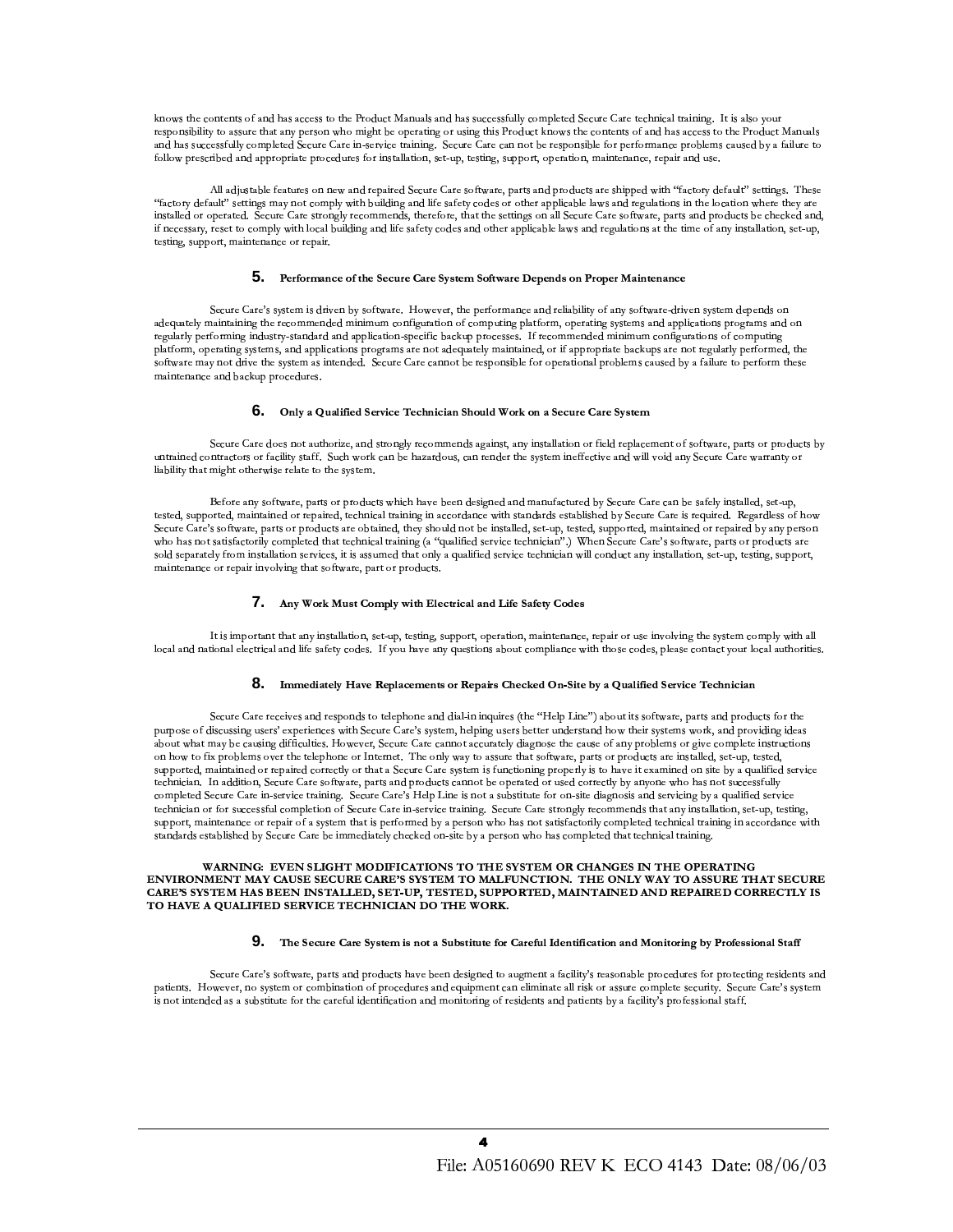knows the contents of and has access to the Product Manuals and has successfully completed Secure Care technical training. It is also your responsibility to assure that any person who might be operating or using this Product knows the contents of and has access to the Product Manuals and has successfully completed Secure Care in-service training. Secure Care can not be responsible for performance problems caused by a failure to follow prescribed and appropriate procedures for installation, set-up, testing, support, operation, maintenance, repair and use.

All adjustable features on new and repaired Secure Care software, parts and products are shipped with "factory default" settings. These "factory default" settings may not comply with building and life safety codes or other applicable laws and regulations in the location where they are installed or operated. Secure Care strongly recommends, therefore, that the settings on all Secure Care software, parts and products be checked and, if necessary, reset to comply with local building and life safety codes and other applicable laws and regulations at the time of any installation, set-up, testing, support, maintenance or repair.

### 5. Performance of the Secure Care System Software Depends on Proper Maintenance

Secure Care's system is driven by software. However, the performance and reliability of any software-driven system depends on adequately maintaining the recommended minimum configuration of computing platform, operating systems and applications programs and on regularly performing industry-standard and application-specific backup processes. If recommended minimum configurations of computing platform, operating systems, and applications programs are not adequately maintained, or if appropriate backups are not regularly performed, the software may not drive the system as intended. Secure Care cannot be responsible for operational problems caused by a failure to perform these maintenance and backup procedures.

### 6. Only a Qualified Service Technician Should Work on a Secure Care System

Secure Care does not authorize, and strongly recommends against, any installation or field replacement of software, parts or products by untrained contractors or facility staff. Such work can be hazardous, can render the system ineffective and will void any Secure Care warranty or liability that might otherwise relate to the system.

Before any software, parts or products which have been designed and manufactured by Secure Care can be safely installed, set-up, tested, supported, maintained or repaired, technical training in accordance with standards established by Secure Care is required. Regardless of how Secure Care's software, parts or products are obtained, they should not be installed, set-up, tested, supported, maintained or repaired by any person who has not satisfactorily completed that technical training (a "qualified service technician".) When Secure Care's software, parts or products are sold separately from installation services, it is assumed that only a qualified service technician will conduct any installation, set-up, testing, support, maintenance or repair involving that software, part or products.

### 7. Any Work Must Comply with Electrical and Life Safety Codes

It is important that any installation, set-up, testing, support, operation, maintenance, repair or use involving the system comply with all local and national electrical and life safety codes. If you have any questions about compliance with those codes, please contact your local authorities.

### 8. Immediately Have Replacements or Repairs Checked On-Site by a Qualified Service Technician

Secure Care receives and responds to telephone and dial-in inquires (the "Help Line") about its software, parts and products for the purpose of discussing users' experiences with Secure Care's system, helping users better understand how their systems work, and providing ideas about what may be causing difficulties. However, Secure Care cannot accurately diagnose the cause of any problems or give complete instructions on how to fix problems over the telephone or Internet. The only way to assure that software, parts or products are installed, set-up, tested, supported, maintained or repaired correctly or that a Secure Care system is functioning properly is to have it examined on site by a qualified service technician. In addition, Secure Care software, parts and products cannot be operated or used correctly by anyone who has not successfully completed Secure Care in-service training. Secure Care's Help Line is not a substitute for on-site diagnosis and servicing by a qualified service technician or for successful completion of Secure Care in-service training. Secure Care strongly recommends that any installation, set-up, testing, support, maintenance or repair of a system that is performed by a person who has not satisfactorily completed technical training in accordance with standards established by Secure Care be immediately checked on-site by a person who has completed that technical training.

**WARNING: EVEN SLIGHT MODIFICATIONS TO THE SYSTEM OR CHANGES IN THE OPERATING ENVIRONMENT MAY CAUSE SECURE CARE'S SYSTEM TO MALFUNCTION. THE ONLY WAY TO ASSURE THAT SECURE CARE'S SYSTEM HAS BEEN INSTALLED, SET-UP, TESTED, SUPPORTED, MAINTAINED AND REPAIRED CORRECTLY IS TO HAVE A QUALIFIED SERVICE TECHNICIAN DO THE WORK.**

### 9. The Secure Care System is not a Substitute for Careful Identification and Monitoring by Professional Staff

Secure Care's software, parts and products have been designed to augment a facility's reasonable procedures for protecting residents and patients. However, no system or combination of procedures and equipment can eliminate all risk or assure complete security. Secure Care's system is not intended as a substitute for the careful identification and monitoring of residents and patients by a facility's professional staff.

File: A05160690 REV K ECO 4143 Date: 08/06/03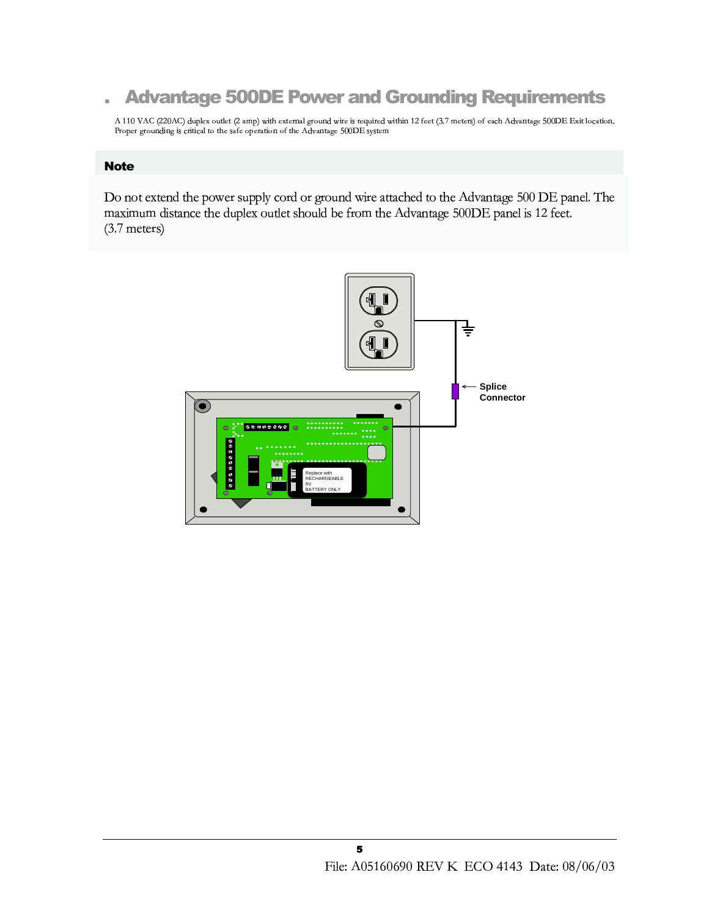## Advantage 500DE Power and Grounding Requirements

A 110 VAC (220AC) duplex outlet (2 amp) with external ground wire is required within 12 feet (3.7 meters) of each Advantage 500DE Exit location. Proper grounding is critical to the safe operation of the Advantage 500DE system

**Note**

Do not extend the power supply cord or ground wire attached to the Advantage 500 DE panel. The maximum distance the duplex outlet should be from the Advantage 500DE panel is 12 feet. (3.7 meters)

Splice Connector

Replace with RECHARGEABLE 9V BATTERY ONLY

File: A05160690 REV K ECO 4143 Date: 08/06/03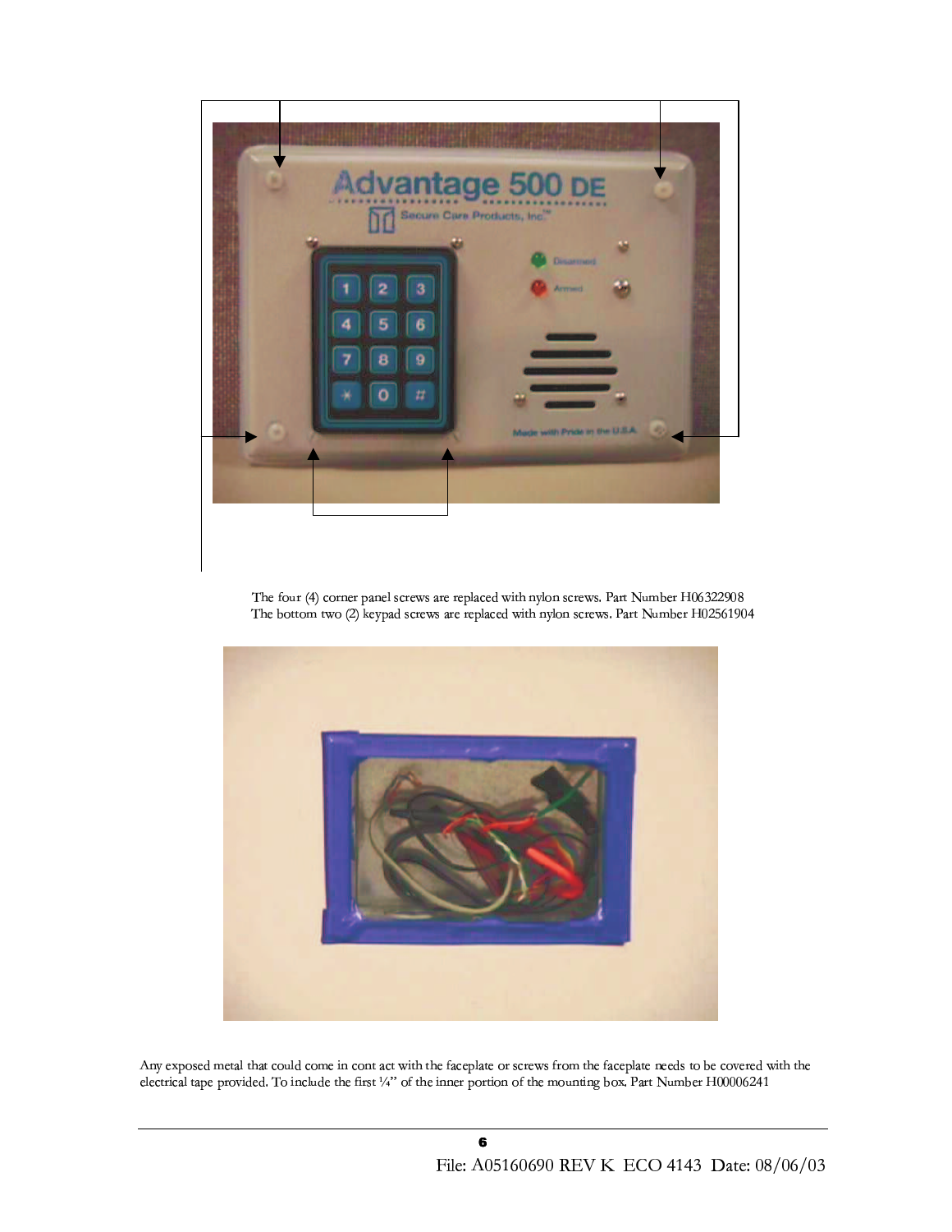The four (4) corner panel screws are replaced with nylon screws. Part Number H06322908
The bottom two (2) keypad screws are replaced with nylon screws. Part Number H02561904

Any exposed metal that could come in cont act with the faceplate or screws from the faceplate needs to be covered with the electrical tape provided. To include the first ¼" of the inner portion of the mounting box. Part Number H00006241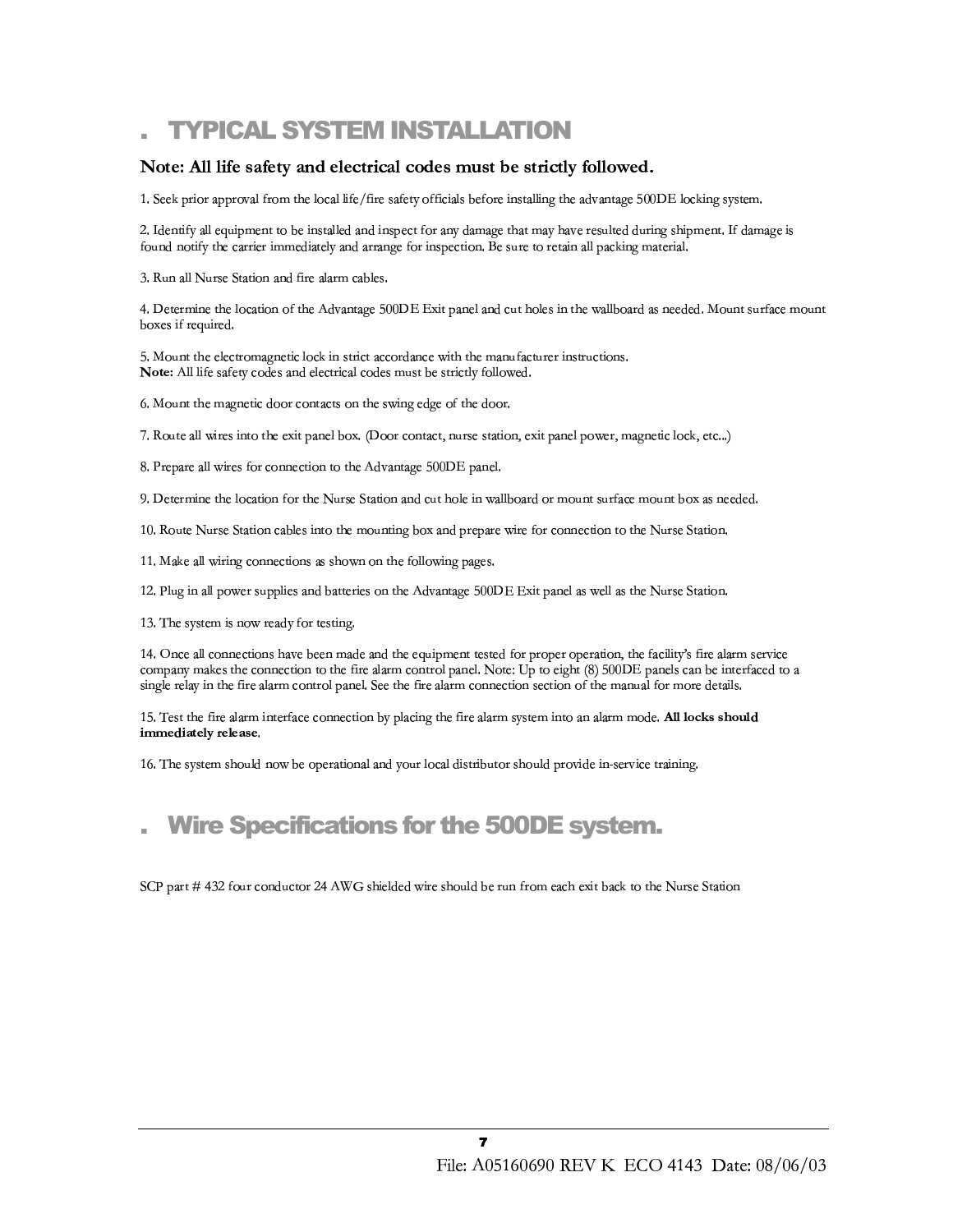## . TYPICAL SYSTEM INSTALLATION

**Note: All life safety and electrical codes must be strictly followed.**

1. Seek prior approval from the local life/fire safety officials before installing the advantage 500DE locking system.

2. Identify all equipment to be installed and inspect for any damage that may have resulted during shipment. If damage is found notify the carrier immediately and arrange for inspection. Be sure to retain all packing material.

3. Run all Nurse Station and fire alarm cables.

4. Determine the location of the Advantage 500DE Exit panel and cut holes in the wallboard as needed. Mount surface mount boxes if required.

5. Mount the electromagnetic lock in strict accordance with the manufacturer instructions.
**Note:** All life safety codes and electrical codes must be strictly followed.

6. Mount the magnetic door contacts on the swing edge of the door.

7. Route all wires into the exit panel box. (Door contact, nurse station, exit panel power, magnetic lock, etc...)

8. Prepare all wires for connection to the Advantage 500DE panel.

9. Determine the location for the Nurse Station and cut hole in wallboard or mount surface mount box as needed.

10. Route Nurse Station cables into the mounting box and prepare wire for connection to the Nurse Station.

11. Make all wiring connections as shown on the following pages.

12. Plug in all power supplies and batteries on the Advantage 500DE Exit panel as well as the Nurse Station.

13. The system is now ready for testing.

14. Once all connections have been made and the equipment tested for proper operation, the facility's fire alarm service company makes the connection to the fire alarm control panel. Note: Up to eight (8) 500DE panels can be interfaced to a single relay in the fire alarm control panel. See the fire alarm connection section of the manual for more details.

15. Test the fire alarm interface connection by placing the fire alarm system into an alarm mode. **All locks should immediately release.**

16. The system should now be operational and your local distributor should provide in-service training.

## . Wire Specifications for the 500DE system.

SCP part # 432 four conductor 24 AWG shielded wire should be run from each exit back to the Nurse Station

File: A05160690 REV K ECO 4143 Date: 08/06/03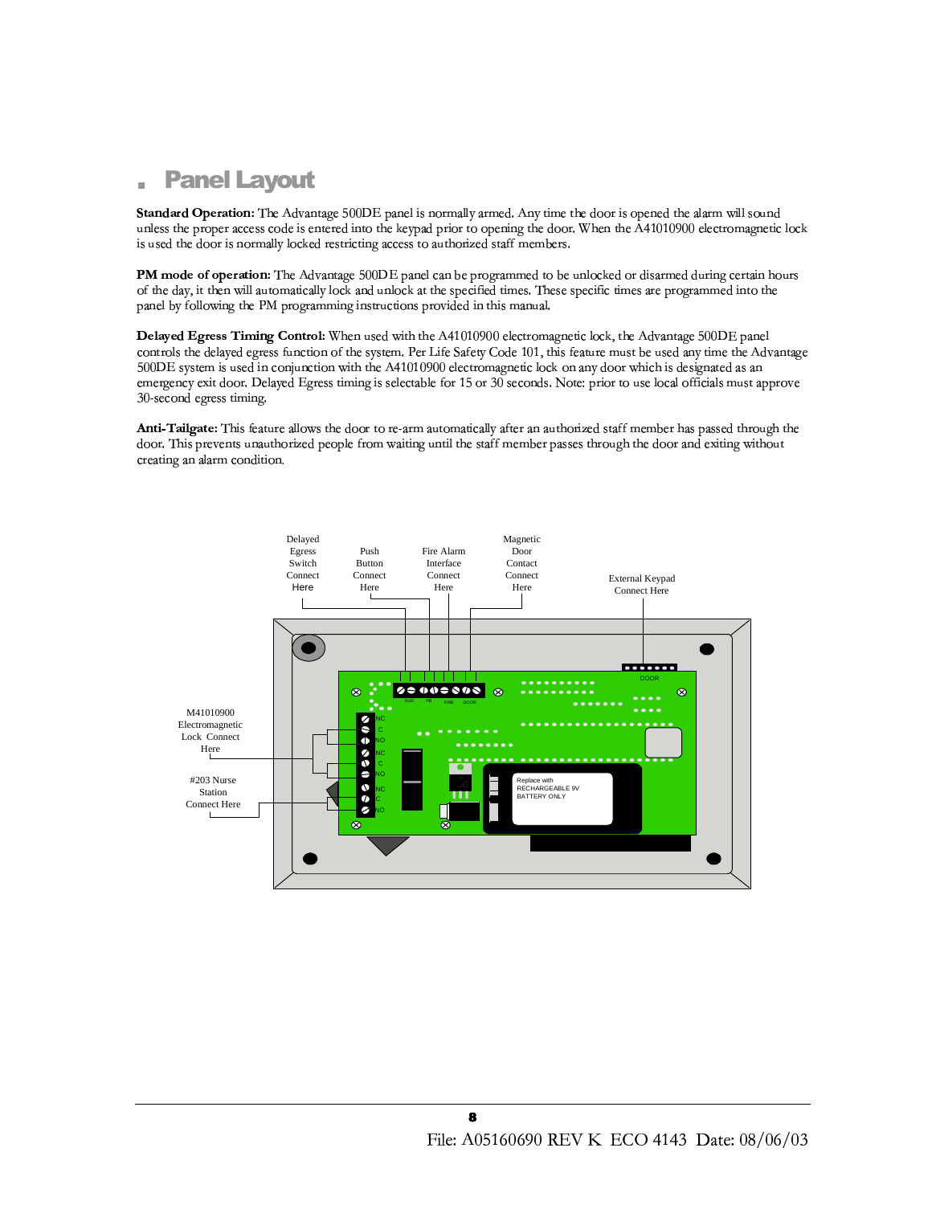## Panel Layout

**Standard Operation:** The Advantage 500DE panel is normally armed. Any time the door is opened the alarm will sound unless the proper access code is entered into the keypad prior to opening the door. When the A41010900 electromagnetic lock is used the door is normally locked restricting access to authorized staff members.

**PM mode of operation:** The Advantage 500DE panel can be programmed to be unlocked or disarmed during certain hours of the day, it then will automatically lock and unlock at the specified times. These specific times are programmed into the panel by following the PM programming instructions provided in this manual.

**Delayed Egress Timing Control:** When used with the A41010900 electromagnetic lock, the Advantage 500DE panel controls the delayed egress function of the system. Per Life Safety Code 101, this feature must be used any time the Advantage 500DE system is used in conjunction with the A41010900 electromagnetic lock on any door which is designated as an emergency exit door. Delayed Egress timing is selectable for 15 or 30 seconds. Note: prior to use local officials must approve 30-second egress timing.

**Anti-Tailgate:** This feature allows the door to re-arm automatically after an authorized staff member has passed through the door. This prevents unauthorized people from waiting until the staff member passes through the door and exiting without creating an alarm condition.

Delayed Egress Switch Connect Here

Push Button Connect Here

Fire Alarm Interface Connect Here

Magnetic Door Contact Connect Here

External Keypad Connect Here

M41010900 Electromagnetic Lock Connect Here

#203 Nurse Station Connect Here

EGR PB FIRE DOOR

DOOR

NC C NO NC C NO NC C NO

Replace with RECHARGEABLE 9V BATTERY ONLY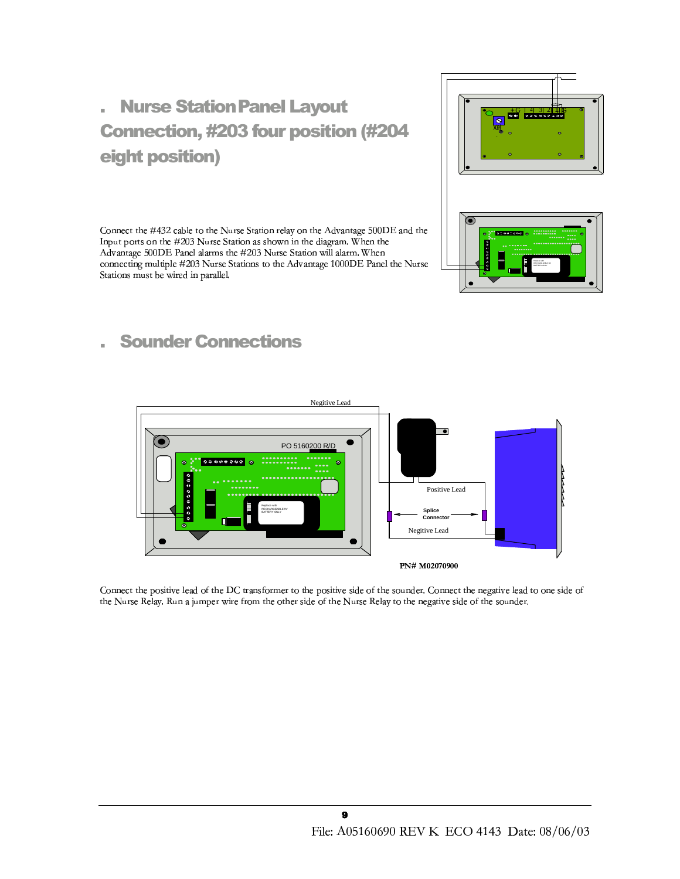## . Nurse Station Panel Layout Connection, #203 four position (#204 eight position)

Connect the #432 cable to the Nurse Station relay on the Advantage 500DE and the Input ports on the #203 Nurse Station as shown in the diagram. When the Advantage 500DE Panel alarms the #203 Nurse Station will alarm. When connecting multiple #203 Nurse Stations to the Advantage 1000DE Panel the Nurse Stations must be wired in parallel.

## . Sounder Connections

Negitive Lead

PO 5160200 R/D

Positive Lead

Splice Connector

Negitive Lead

**PN# M02070900**

Connect the positive lead of the DC transformer to the positive side of the sounder. Connect the negative lead to one side of the Nurse Relay. Run a jumper wire from the other side of the Nurse Relay to the negative side of the sounder.

File: A05160690 REV K ECO 4143 Date: 08/06/03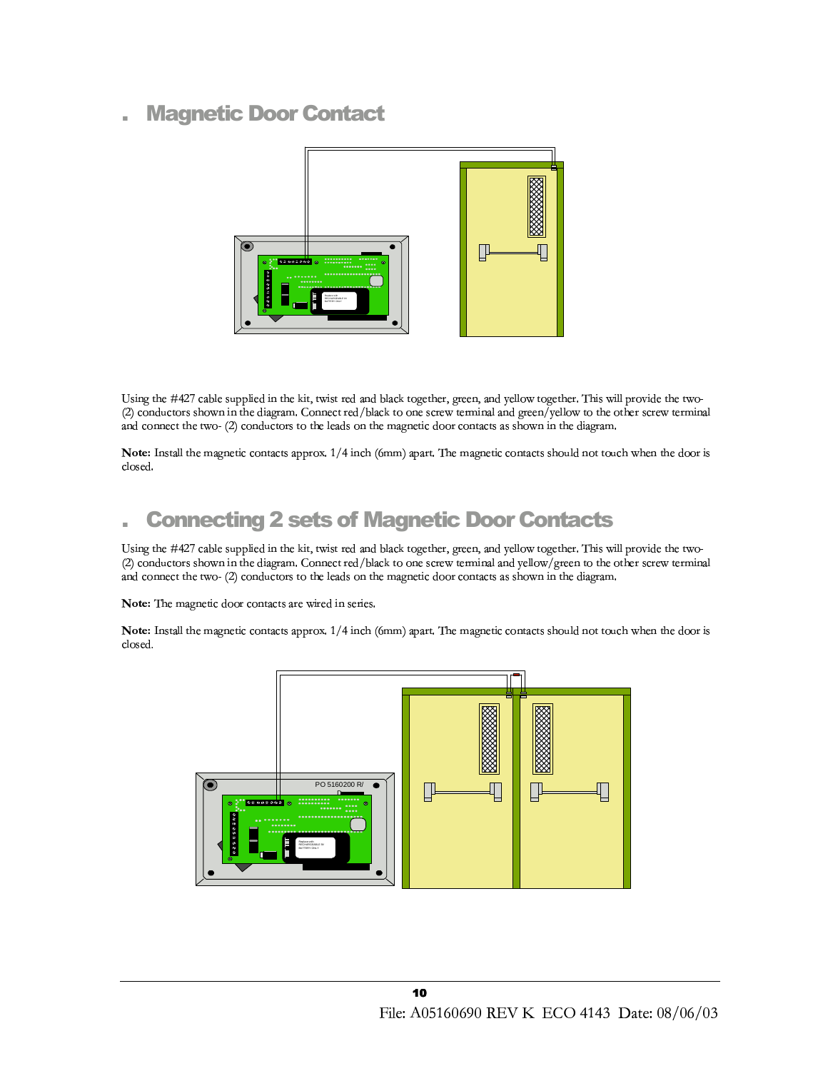## Magnetic Door Contact

Using the #427 cable supplied in the kit, twist red and black together, green, and yellow together. This will provide the two- (2) conductors shown in the diagram. Connect red/black to one screw terminal and green/yellow to the other screw terminal and connect the two- (2) conductors to the leads on the magnetic door contacts as shown in the diagram.

**Note:** Install the magnetic contacts approx. 1/4 inch (6mm) apart. The magnetic contacts should not touch when the door is closed.

## Connecting 2 sets of Magnetic Door Contacts

Using the #427 cable supplied in the kit, twist red and black together, green, and yellow together. This will provide the two- (2) conductors shown in the diagram. Connect red/black to one screw terminal and yellow/green to the other screw terminal and connect the two- (2) conductors to the leads on the magnetic door contacts as shown in the diagram.

**Note:** The magnetic door contacts are wired in series.

**Note:** Install the magnetic contacts approx. 1/4 inch (6mm) apart. The magnetic contacts should not touch when the door is closed.

File: A05160690 REV K ECO 4143 Date: 08/06/03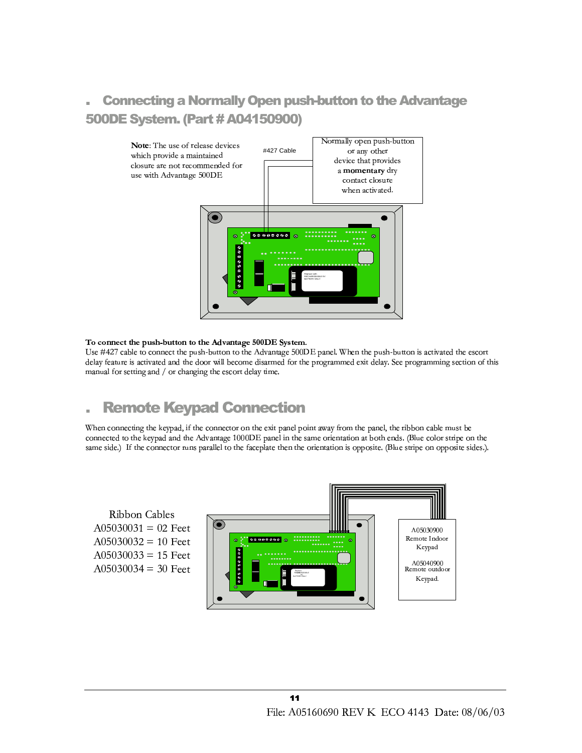## Connecting a Normally Open push-button to the Advantage 500DE System. (Part # A04150900)

**Note**: The use of release devices which provide a maintained closure are not recommended for use with Advantage 500DE

#427 Cable

Normally open push-button or any other device that provides a **momentary** dry contact closure when activated.

**To connect the push-button to the Advantage 500DE System.**
Use #427 cable to connect the push-button to the Advantage 500DE panel. When the push-button is activated the escort delay feature is activated and the door will become disarmed for the programmed exit delay. See programming section of this manual for setting and / or changing the escort delay time.

## Remote Keypad Connection

When connecting the keypad, if the connector on the exit panel point away from the panel, the ribbon cable must be connected to the keypad and the Advantage 1000DE panel in the same orientation at both ends. (Blue color stripe on the same side.) If the connector runs parallel to the faceplate then the orientation is opposite. (Blue stripe on opposite sides.).

Ribbon Cables
A05030031 = 02 Feet
A05030032 = 10 Feet
A05030033 = 15 Feet
A05030034 = 30 Feet

A05030900
Remote Indoor Keypad

A05040900
Remote outdoor Keypad.

File: A05160690 REV K ECO 4143 Date: 08/06/03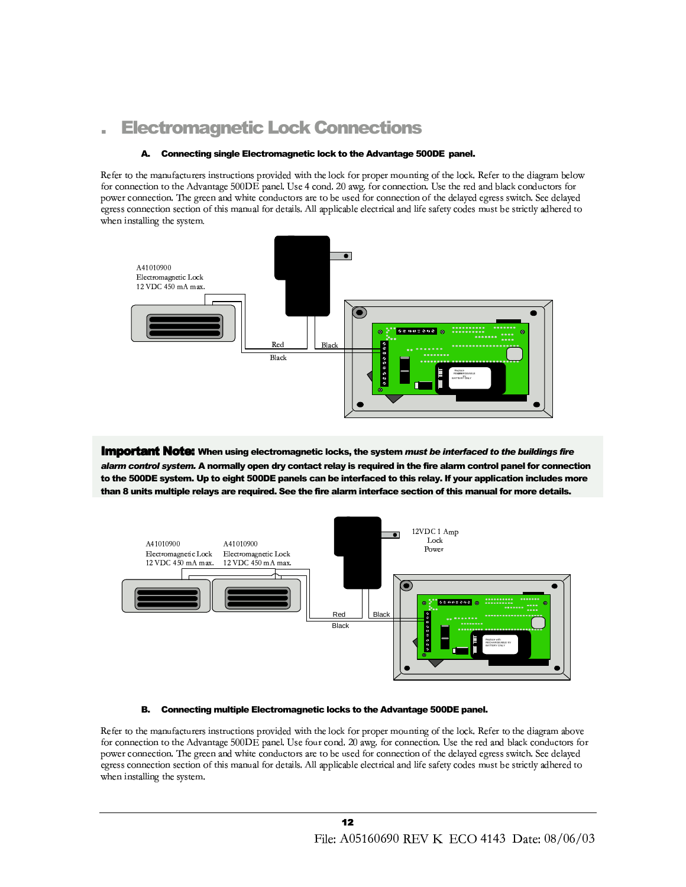## . Electromagnetic Lock Connections

**A. Connecting single Electromagnetic lock to the Advantage 500DE panel.**

Refer to the manufacturers instructions provided with the lock for proper mounting of the lock. Refer to the diagram below for connection to the Advantage 500DE panel. Use 4 cond. 20 awg. for connection. Use the red and black conductors for power connection. The green and white conductors are to be used for connection of the delayed egress switch. See delayed egress connection section of this manual for details. All applicable electrical and life safety codes must be strictly adhered to when installing the system.

A41010900
Electromagnetic Lock
12 VDC 450 mA max.

Red
Black
Black

**Important Note: When using electromagnetic locks, the system *must be interfaced to the buildings fire alarm control system.* A normally open dry contact relay is required in the fire alarm control panel for connection to the 500DE system. Up to eight 500DE panels can be interfaced to this relay. If your application includes more than 8 units multiple relays are required. See the fire alarm interface section of this manual for more details.**

A41010900
Electromagnetic Lock
12 VDC 450 mA max.

A41010900
Electromagnetic Lock
12 VDC 450 mA max.

12VDC 1 Amp
Lock
Power

Red
Black
Black

**B. Connecting multiple Electromagnetic locks to the Advantage 500DE panel.**

Refer to the manufacturers instructions provided with the lock for proper mounting of the lock. Refer to the diagram above for connection to the Advantage 500DE panel. Use four cond. 20 awg. for connection. Use the red and black conductors for power connection. The green and white conductors are to be used for connection of the delayed egress switch. See delayed egress connection section of this manual for details. All applicable electrical and life safety codes must be strictly adhered to when installing the system.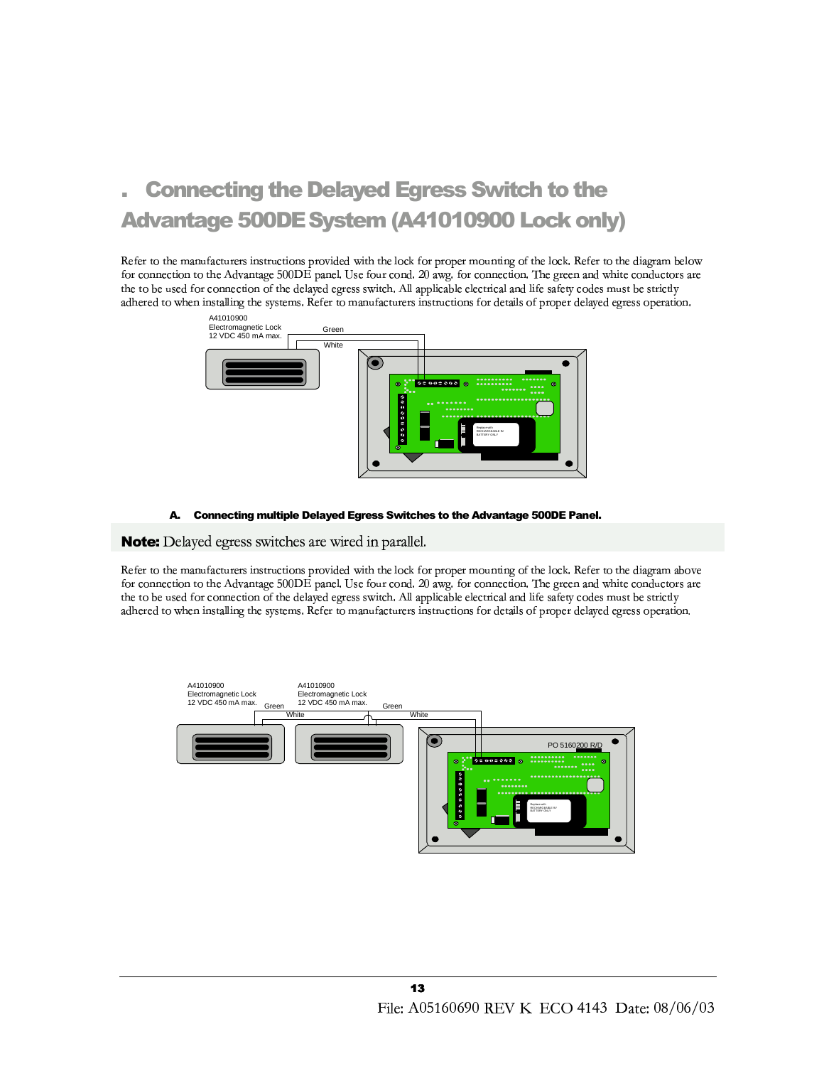## . Connecting the Delayed Egress Switch to the Advantage 500DE System (A41010900 Lock only)

Refer to the manufacturers instructions provided with the lock for proper mounting of the lock. Refer to the diagram below for connection to the Advantage 500DE panel. Use four cond. 20 awg. for connection. The green and white conductors are the to be used for connection of the delayed egress switch. All applicable electrical and life safety codes must be strictly adhered to when installing the systems. Refer to manufacturers instructions for details of proper delayed egress operation.

A41010900
Electromagnetic Lock
12 VDC 450 mA max.

Green

White

### A. Connecting multiple Delayed Egress Switches to the Advantage 500DE Panel.

**Note:** Delayed egress switches are wired in parallel.

Refer to the manufacturers instructions provided with the lock for proper mounting of the lock. Refer to the diagram above for connection to the Advantage 500DE panel. Use four cond. 20 awg. for connection. The green and white conductors are the to be used for connection of the delayed egress switch. All applicable electrical and life safety codes must be strictly adhered to when installing the systems. Refer to manufacturers instructions for details of proper delayed egress operation.

A41010900
Electromagnetic Lock
12 VDC 450 mA max.

A41010900
Electromagnetic Lock
12 VDC 450 mA max.

Green

White

Green

White

PO 5160200 R/D

File: A05160690 REV K ECO 4143 Date: 08/06/03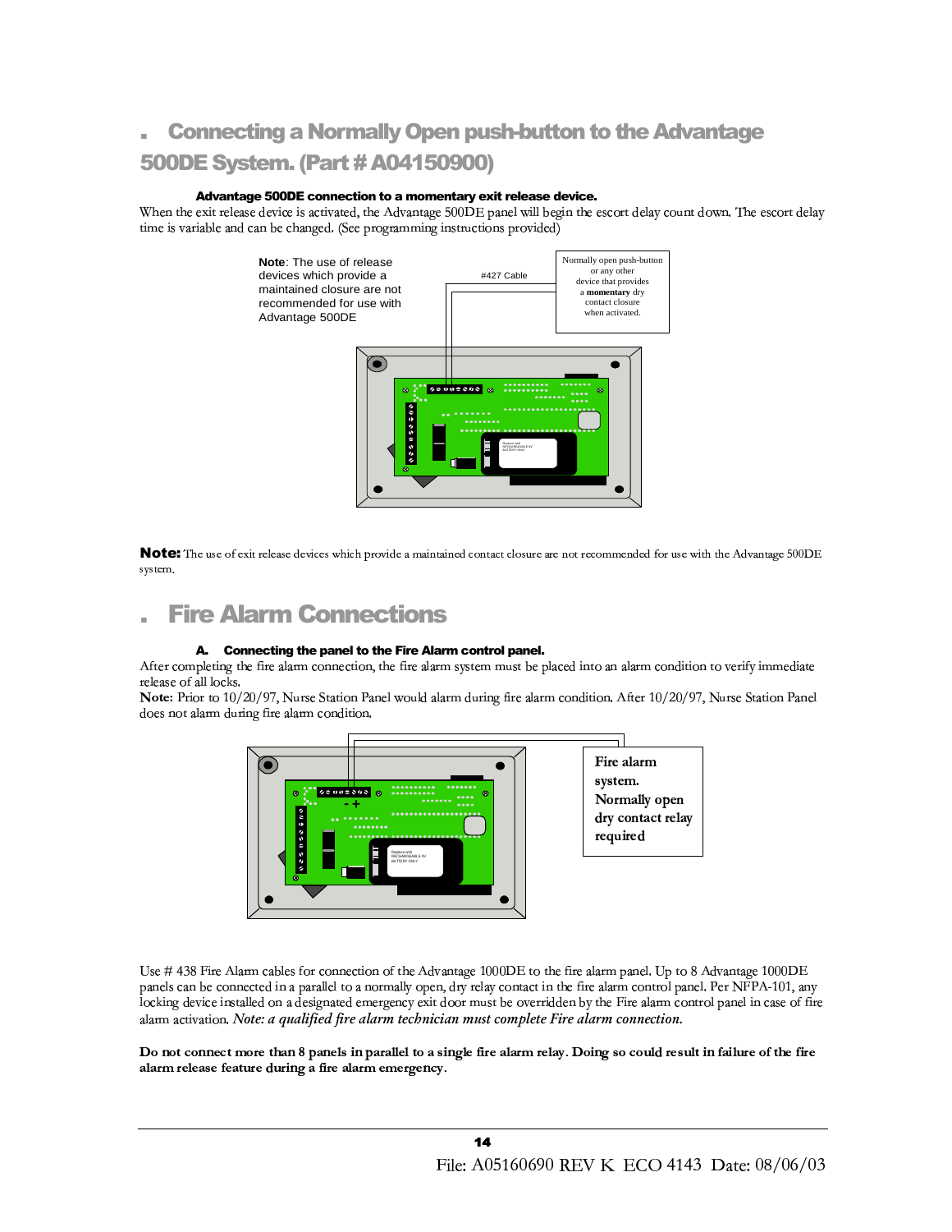## Connecting a Normally Open push-button to the Advantage 500DE System. (Part # A04150900)

**Advantage 500DE connection to a momentary exit release device.**

When the exit release device is activated, the Advantage 500DE panel will begin the escort delay count down. The escort delay time is variable and can be changed. (See programming instructions provided)

**Note**: The use of release devices which provide a maintained closure are not recommended for use with Advantage 500DE

#427 Cable

Normally open push-button or any other device that provides a **momentary** dry contact closure when activated.

**Note:** The use of exit release devices which provide a maintained contact closure are not recommended for use with the Advantage 500DE system.

## Fire Alarm Connections

**A. Connecting the panel to the Fire Alarm control panel.**

After completing the fire alarm connection, the fire alarm system must be placed into an alarm condition to verify immediate release of all locks.

**Note:** Prior to 10/20/97, Nurse Station Panel would alarm during fire alarm condition. After 10/20/97, Nurse Station Panel does not alarm during fire alarm condition.

Fire alarm system. Normally open dry contact relay required

Use # 438 Fire Alarm cables for connection of the Advantage 1000DE to the fire alarm panel. Up to 8 Advantage 1000DE panels can be connected in a parallel to a normally open, dry relay contact in the fire alarm control panel. Per NFPA-101, any locking device installed on a designated emergency exit door must be overridden by the Fire alarm control panel in case of fire alarm activation. *Note: a qualified fire alarm technician must complete Fire alarm connection.*

**Do not connect more than 8 panels in parallel to a single fire alarm relay. Doing so could result in failure of the fire alarm release feature during a fire alarm emergency.**

File: A05160690 REV K ECO 4143 Date: 08/06/03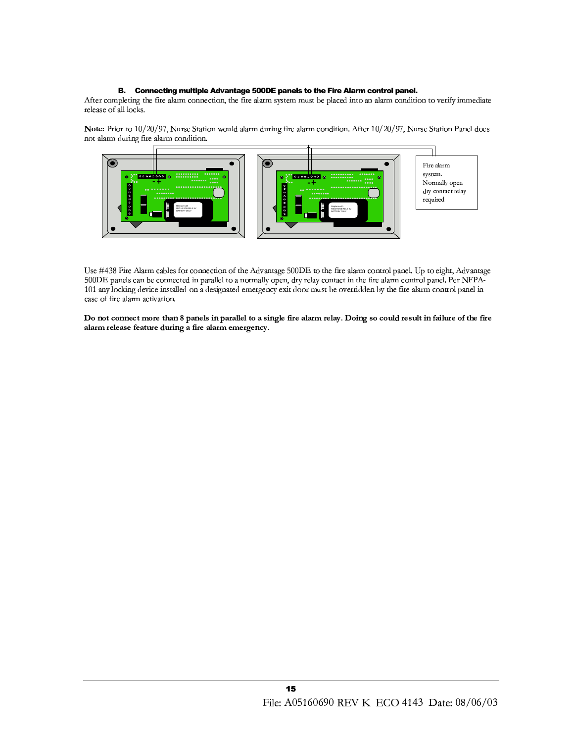### B. Connecting multiple Advantage 500DE panels to the Fire Alarm control panel.

After completing the fire alarm connection, the fire alarm system must be placed into an alarm condition to verify immediate release of all locks.

**Note:** Prior to 10/20/97, Nurse Station would alarm during fire alarm condition. After 10/20/97, Nurse Station Panel does not alarm during fire alarm condition.

Fire alarm system. Normally open dry contact relay required

Use #438 Fire Alarm cables for connection of the Advantage 500DE to the fire alarm control panel. Up to eight, Advantage 500DE panels can be connected in parallel to a normally open, dry relay contact in the fire alarm control panel. Per NFPA-101 any locking device installed on a designated emergency exit door must be overridden by the fire alarm control panel in case of fire alarm activation.

**Do not connect more than 8 panels in parallel to a single fire alarm relay. Doing so could result in failure of the fire alarm release feature during a fire alarm emergency.**

File: A05160690 REV K ECO 4143 Date: 08/06/03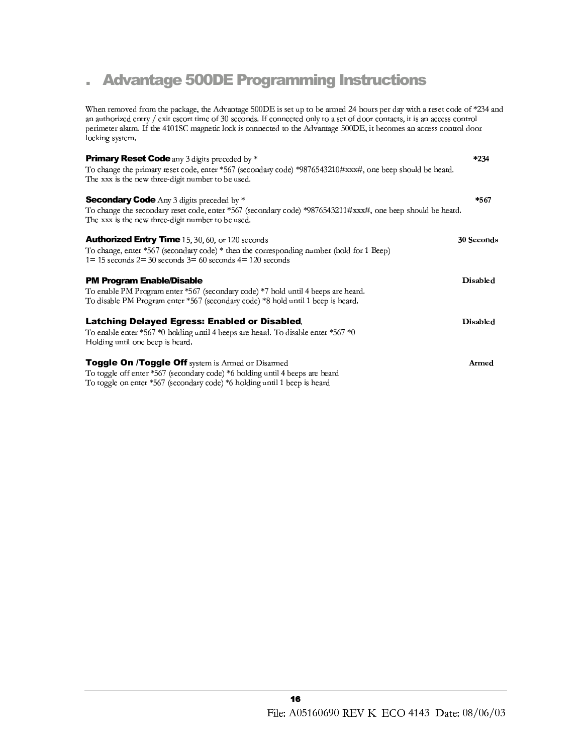# . Advantage 500DE Programming Instructions

When removed from the package, the Advantage 500DE is set up to be armed 24 hours per day with a reset code of *234 and an authorized entry / exit escort time of 30 seconds. If connected only to a set of door contacts, it is an access control perimeter alarm. If the 4101SC magnetic lock is connected to the Advantage 500DE, it becomes an access control door locking system.

**Primary Reset Code** any 3 digits preceded by * **\*234**

To change the primary reset code, enter *567 (secondary code) *9876543210#xxx#, one beep should be heard. The xxx is the new three-digit number to be used.

**Secondary Code** Any 3 digits preceded by * **\*567**

To change the secondary reset code, enter *567 (secondary code) *9876543211#xxx#, one beep should be heard. The xxx is the new three-digit number to be used.

**Authorized Entry Time** 15, 30, 60, or 120 seconds **30 Seconds**

To change, enter *567 (secondary code) * then the corresponding number (hold for 1 Beep)
1= 15 seconds 2= 30 seconds 3= 60 seconds 4= 120 seconds

**PM Program Enable/Disable** **Disabled**

To enable PM Program enter *567 (secondary code) *7 hold until 4 beeps are heard.
To disable PM Program enter *567 (secondary code) *8 hold until 1 beep is heard.

**Latching Delayed Egress: Enabled or Disabled**. **Disabled**

To enable enter *567 *0 holding until 4 beeps are heard. To disable enter *567 *0 Holding until one beep is heard.

**Toggle On /Toggle Off** system is Armed or Disarmed **Armed**

To toggle off enter *567 (secondary code) *6 holding until 4 beeps are heard
To toggle on enter *567 (secondary code) *6 holding until 1 beep is heard

File: A05160690 REV K ECO 4143 Date: 08/06/03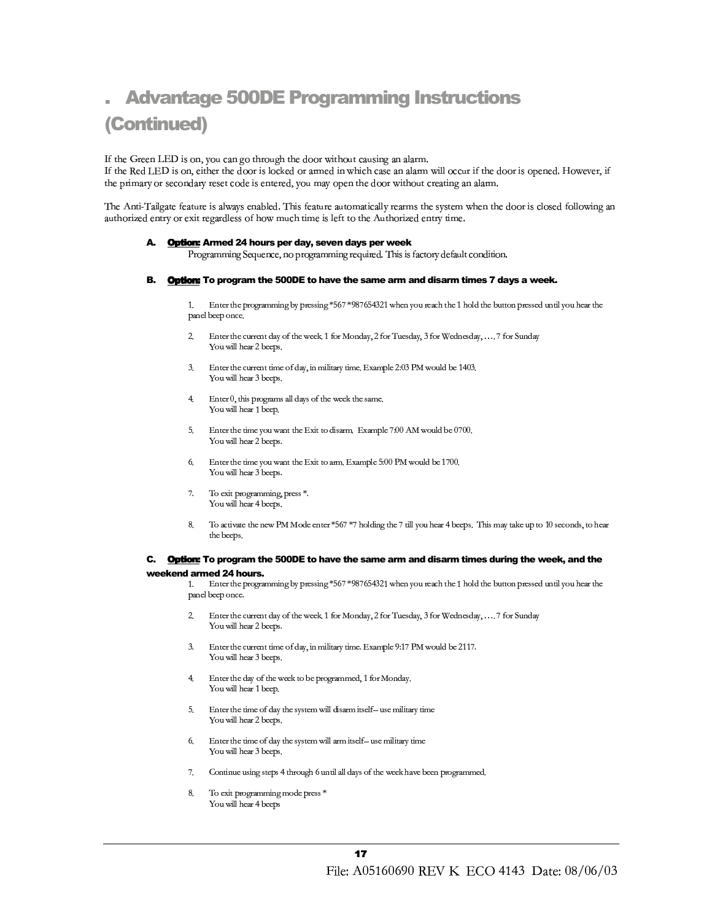# . Advantage 500DE Programming Instructions (Continued)

If the Green LED is on, you can go through the door without causing an alarm.
If the Red LED is on, either the door is locked or armed in which case an alarm will occur if the door is opened. However, if the primary or secondary reset code is entered, you may open the door without creating an alarm.

The Anti-Tailgate feature is always enabled. This feature automatically rearms the system when the door is closed following an authorized entry or exit regardless of how much time is left to the Authorized entry time.

**A. <u>Option:</u> Armed 24 hours per day, seven days per week**

Programming Sequence, no programming required. This is factory default condition.

**B. <u>Option:</u> To program the 500DE to have the same arm and disarm times 7 days a week.**

1. Enter the programming by pressing *567 *987654321 when you reach the 1 hold the button pressed until you hear the panel beep once.
2. Enter the current day of the week, 1 for Monday, 2 for Tuesday, 3 for Wednesday, …. 7 for Sunday
   You will hear 2 beeps.
3. Enter the current time of day, in military time. Example 2:03 PM would be 1403.
   You will hear 3 beeps.
4. Enter 0, this programs all days of the week the same.
   You will hear 1 beep.
5. Enter the time you want the Exit to disarm. Example 7:00 AM would be 0700.
   You will hear 2 beeps.
6. Enter the time you want the Exit to arm. Example 5:00 PM would be 1700.
   You will hear 3 beeps.
7. To exit programming, press *.
   You will hear 4 beeps.
8. To activate the new PM Mode enter *567 *7 holding the 7 till you hear 4 beeps. This may take up to 10 seconds, to hear the beeps.

**C. <u>Option:</u> To program the 500DE to have the same arm and disarm times during the week, and the weekend armed 24 hours.**

1. Enter the programming by pressing *567 *987654321 when you reach the 1 hold the button pressed until you hear the panel beep once.
2. Enter the current day of the week, 1 for Monday, 2 for Tuesday, 3 for Wednesday, …. 7 for Sunday
   You will hear 2 beeps.
3. Enter the current time of day, in military time. Example 9:17 PM would be 2117.
   You will hear 3 beeps.
4. Enter the day of the week to be programmed, 1 for Monday.
   You will hear 1 beep.
5. Enter the time of day the system will disarm itself– use military time
   You will hear 2 beeps.
6. Enter the time of day the system will arm itself– use military time
   You will hear 3 beeps.
7. Continue using steps 4 through 6 until all days of the week have been programmed.
8. To exit programming mode press *
   You will hear 4 beeps

File: A05160690 REV K ECO 4143 Date: 08/06/03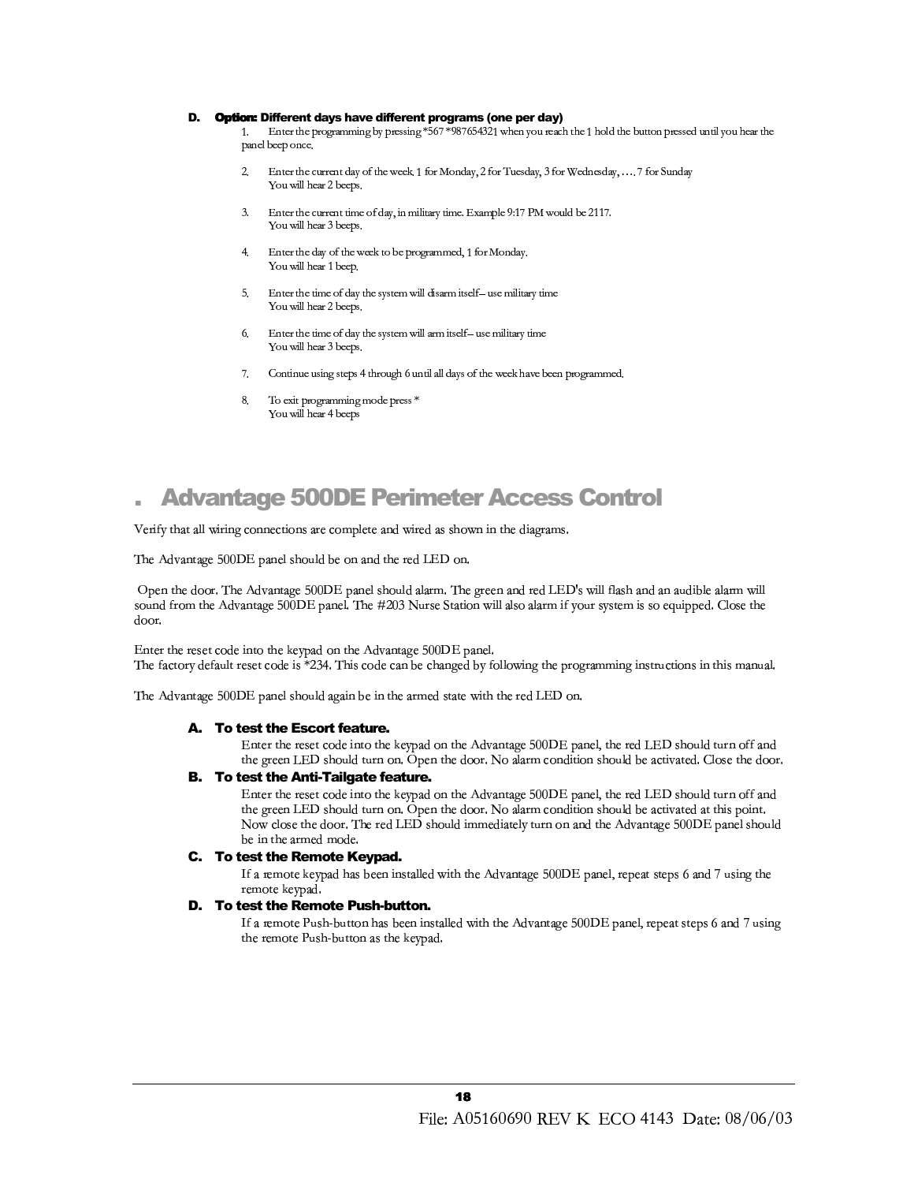**D. Option: Different days have different programs (one per day)**

1. Enter the programming by pressing *567 *987654321 when you reach the 1 hold the button pressed until you hear the panel beep once.

2. Enter the current day of the week, 1 for Monday, 2 for Tuesday, 3 for Wednesday, …. 7 for Sunday
   You will hear 2 beeps.

3. Enter the current time of day, in military time. Example 9:17 PM would be 2117.
   You will hear 3 beeps.

4. Enter the day of the week to be programmed, 1 for Monday.
   You will hear 1 beep.

5. Enter the time of day the system will disarm itself-- use military time
   You will hear 2 beeps.

6. Enter the time of day the system will arm itself-- use military time
   You will hear 3 beeps.

7. Continue using steps 4 through 6 until all days of the week have been programmed.

8. To exit programming mode press *
   You will hear 4 beeps

# . Advantage 500DE Perimeter Access Control

Verify that all wiring connections are complete and wired as shown in the diagrams.

The Advantage 500DE panel should be on and the red LED on.

Open the door. The Advantage 500DE panel should alarm. The green and red LED's will flash and an audible alarm will sound from the Advantage 500DE panel. The #203 Nurse Station will also alarm if your system is so equipped. Close the door.

Enter the reset code into the keypad on the Advantage 500DE panel.
The factory default reset code is *234. This code can be changed by following the programming instructions in this manual.

The Advantage 500DE panel should again be in the armed state with the red LED on.

### A. To test the Escort feature.

Enter the reset code into the keypad on the Advantage 500DE panel, the red LED should turn off and the green LED should turn on. Open the door. No alarm condition should be activated. Close the door.

### B. To test the Anti-Tailgate feature.

Enter the reset code into the keypad on the Advantage 500DE panel, the red LED should turn off and the green LED should turn on. Open the door. No alarm condition should be activated at this point. Now close the door. The red LED should immediately turn on and the Advantage 500DE panel should be in the armed mode.

### C. To test the Remote Keypad.

If a remote keypad has been installed with the Advantage 500DE panel, repeat steps 6 and 7 using the remote keypad.

### D. To test the Remote Push-button.

If a remote Push-button has been installed with the Advantage 500DE panel, repeat steps 6 and 7 using the remote Push-button as the keypad.

File: A05160690 REV K ECO 4143 Date: 08/06/03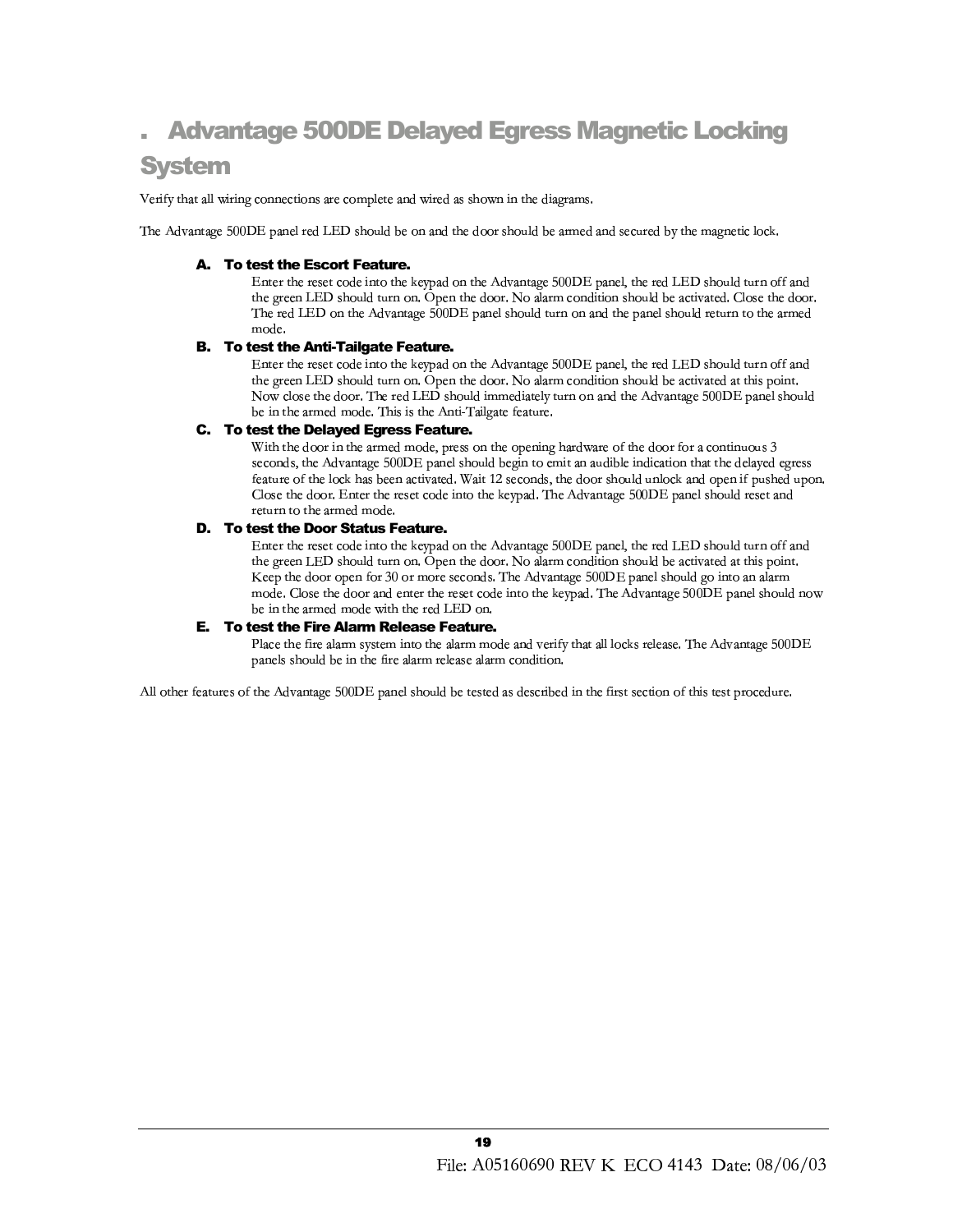## . Advantage 500DE Delayed Egress Magnetic Locking System

Verify that all wiring connections are complete and wired as shown in the diagrams.

The Advantage 500DE panel red LED should be on and the door should be armed and secured by the magnetic lock.

**A. To test the Escort Feature.**

Enter the reset code into the keypad on the Advantage 500DE panel, the red LED should turn off and the green LED should turn on. Open the door. No alarm condition should be activated. Close the door. The red LED on the Advantage 500DE panel should turn on and the panel should return to the armed mode.

**B. To test the Anti-Tailgate Feature.**

Enter the reset code into the keypad on the Advantage 500DE panel, the red LED should turn off and the green LED should turn on. Open the door. No alarm condition should be activated at this point. Now close the door. The red LED should immediately turn on and the Advantage 500DE panel should be in the armed mode. This is the Anti-Tailgate feature.

**C. To test the Delayed Egress Feature.**

With the door in the armed mode, press on the opening hardware of the door for a continuous 3 seconds, the Advantage 500DE panel should begin to emit an audible indication that the delayed egress feature of the lock has been activated. Wait 12 seconds, the door should unlock and open if pushed upon. Close the door. Enter the reset code into the keypad. The Advantage 500DE panel should reset and return to the armed mode.

**D. To test the Door Status Feature.**

Enter the reset code into the keypad on the Advantage 500DE panel, the red LED should turn off and the green LED should turn on. Open the door. No alarm condition should be activated at this point. Keep the door open for 30 or more seconds. The Advantage 500DE panel should go into an alarm mode. Close the door and enter the reset code into the keypad. The Advantage 500DE panel should now be in the armed mode with the red LED on.

**E. To test the Fire Alarm Release Feature.**

Place the fire alarm system into the alarm mode and verify that all locks release. The Advantage 500DE panels should be in the fire alarm release alarm condition.

All other features of the Advantage 500DE panel should be tested as described in the first section of this test procedure.

File: A05160690 REV K ECO 4143 Date: 08/06/03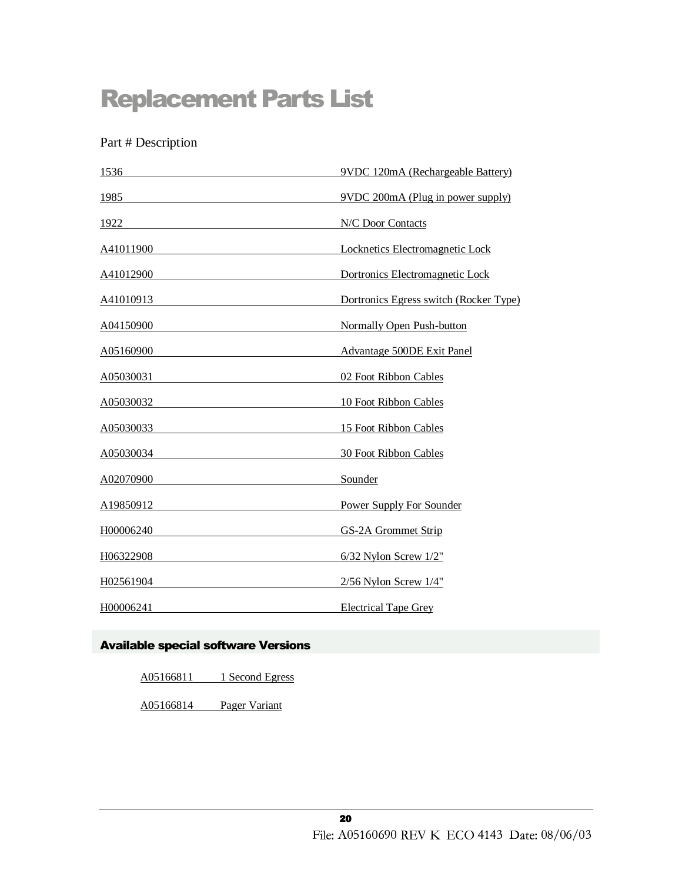# Replacement Parts List

| Part # | Description |
| --- | --- |
| 1536 | 9VDC 120mA (Rechargeable Battery) |
| 1985 | 9VDC 200mA (Plug in power supply) |
| 1922 | N/C Door Contacts |
| A41011900 | Locknetics Electromagnetic Lock |
| A41012900 | Dortronics Electromagnetic Lock |
| A41010913 | Dortronics Egress switch (Rocker Type) |
| A04150900 | Normally Open Push-button |
| A05160900 | Advantage 500DE Exit Panel |
| A05030031 | 02 Foot Ribbon Cables |
| A05030032 | 10 Foot Ribbon Cables |
| A05030033 | 15 Foot Ribbon Cables |
| A05030034 | 30 Foot Ribbon Cables |
| A02070900 | Sounder |
| A19850912 | Power Supply For Sounder |
| H00006240 | GS-2A Grommet Strip |
| H06322908 | 6/32 Nylon Screw 1/2" |
| H02561904 | 2/56 Nylon Screw 1/4" |
| H00006241 | Electrical Tape Grey |

## Available special software Versions

| | |
| --- | --- |
| A05166811 | 1 Second Egress |
| A05166814 | Pager Variant |

File: A05160690 REV K ECO 4143 Date: 08/06/03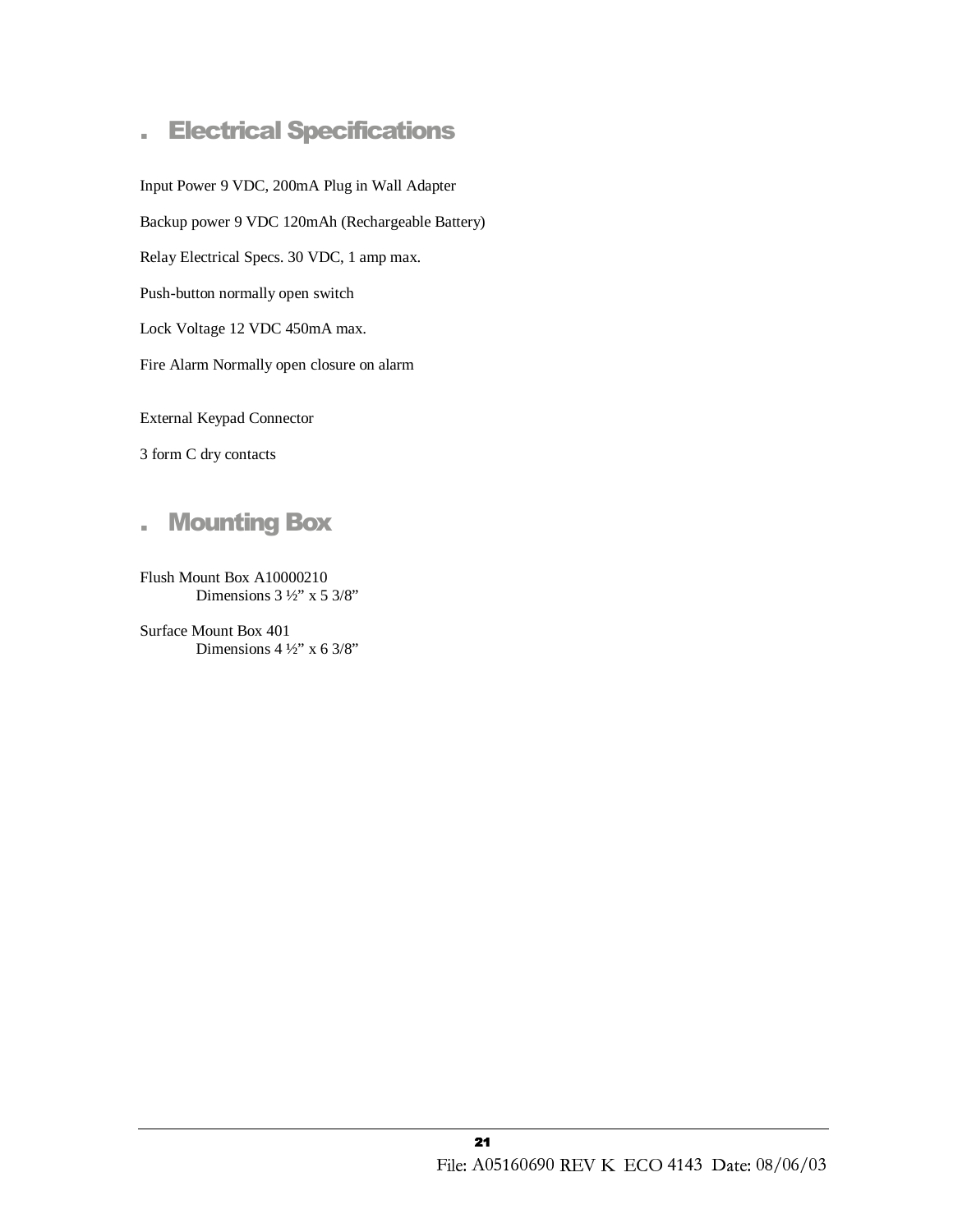## . Electrical Specifications

Input Power 9 VDC, 200mA Plug in Wall Adapter

Backup power 9 VDC 120mAh (Rechargeable Battery)

Relay Electrical Specs. 30 VDC, 1 amp max.

Push-button normally open switch

Lock Voltage 12 VDC 450mA max.

Fire Alarm Normally open closure on alarm

External Keypad Connector

3 form C dry contacts

## . Mounting Box

Flush Mount Box A10000210
Dimensions 3 ½" x 5 3/8"

Surface Mount Box 401
Dimensions 4 ½" x 6 3/8"

File: A05160690 REV K ECO 4143 Date: 08/06/03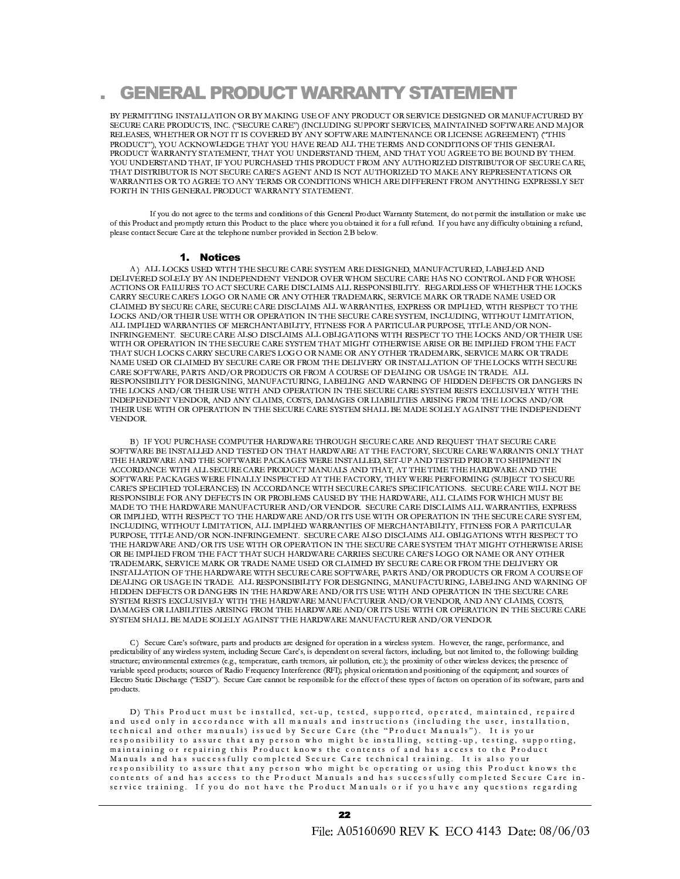# . GENERAL PRODUCT WARRANTY STATEMENT

BY PERMITTING INSTALLATION OR BY MAKING USE OF ANY PRODUCT OR SERVICE DESIGNED OR MANUFACTURED BY SECURE CARE PRODUCTS, INC. ("SECURE CARE") (INCLUDING SUPPORT SERVICES, MAINTAINED SOFTWARE AND MAJOR RELEASES, WHETHER OR NOT IT IS COVERED BY ANY SOFTWARE MAINTENANCE OR LICENSE AGREEMENT) ("THIS PRODUCT"), YOU ACKNOWLEDGE THAT YOU HAVE READ ALL THE TERMS AND CONDITIONS OF THIS GENERAL PRODUCT WARRANTY STATEMENT, THAT YOU UNDERSTAND THEM, AND THAT YOU AGREE TO BE BOUND BY THEM. YOU UNDERSTAND THAT, IF YOU PURCHASED THIS PRODUCT FROM ANY AUTHORIZED DISTRIBUTOR OF SECURE CARE, THAT DISTRIBUTOR IS NOT SECURE CARE'S AGENT AND IS NOT AUTHORIZED TO MAKE ANY REPRESENTATIONS OR WARRANTIES OR TO AGREE TO ANY TERMS OR CONDITIONS WHICH ARE DIFFERENT FROM ANYTHING EXPRESSLY SET FORTH IN THIS GENERAL PRODUCT WARRANTY STATEMENT.

If you do not agree to the terms and conditions of this General Product Warranty Statement, do not permit the installation or make use of this Product and promptly return this Product to the place where you obtained it for a full refund. If you have any difficulty obtaining a refund, please contact Secure Care at the telephone number provided in Section 2.B below.

## 1. Notices

A) ALL LOCKS USED WITH THE SECURE CARE SYSTEM ARE DESIGNED, MANUFACTURED, LABELED AND DELIVERED SOLELY BY AN INDEPENDENT VENDOR OVER WHOM SECURE CARE HAS NO CONTROL AND FOR WHOSE ACTIONS OR FAILURES TO ACT SECURE CARE DISCLAIMS ALL RESPONSIBILITY. REGARDLESS OF WHETHER THE LOCKS CARRY SECURE CARE'S LOGO OR NAME OR ANY OTHER TRADEMARK, SERVICE MARK OR TRADE NAME USED OR CLAIMED BY SECURE CARE, SECURE CARE DISCLAIMS ALL WARRANTIES, EXPRESS OR IMPLIED, WITH RESPECT TO THE LOCKS AND/OR THEIR USE WITH OR OPERATION IN THE SECURE CARE SYSTEM, INCLUDING, WITHOUT LIMITATION, ALL IMPLIED WARRANTIES OF MERCHANTABILITY, FITNESS FOR A PARTICULAR PURPOSE, TITLE AND/OR NON-INFRINGEMENT. SECURE CARE ALSO DISCLAIMS ALL OBLIGATIONS WITH RESPECT TO THE LOCKS AND/OR THEIR USE WITH OR OPERATION IN THE SECURE CARE SYSTEM THAT MIGHT OTHERWISE ARISE OR BE IMPLIED FROM THE FACT THAT SUCH LOCKS CARRY SECURE CARE'S LOGO OR NAME OR ANY OTHER TRADEMARK, SERVICE MARK OR TRADE NAME USED OR CLAIMED BY SECURE CARE OR FROM THE DELIVERY OR INSTALLATION OF THE LOCKS WITH SECURE CARE SOFTWARE, PARTS AND/OR PRODUCTS OR FROM A COURSE OF DEALING OR USAGE IN TRADE. ALL RESPONSIBILITY FOR DESIGNING, MANUFACTURING, LABELING AND WARNING OF HIDDEN DEFECTS OR DANGERS IN THE LOCKS AND/OR THEIR USE WITH AND OPERATION IN THE SECURE CARE SYSTEM RESTS EXCLUSIVELY WITH THE INDEPENDENT VENDOR, AND ANY CLAIMS, COSTS, DAMAGES OR LIABILITIES ARISING FROM THE LOCKS AND/OR THEIR USE WITH OR OPERATION IN THE SECURE CARE SYSTEM SHALL BE MADE SOLELY AGAINST THE INDEPENDENT VENDOR.

B) IF YOU PURCHASE COMPUTER HARDWARE THROUGH SECURE CARE AND REQUEST THAT SECURE CARE SOFTWARE BE INSTALLED AND TESTED ON THAT HARDWARE AT THE FACTORY, SECURE CARE WARRANTS ONLY THAT THE HARDWARE AND THE SOFTWARE PACKAGES WERE INSTALLED, SET-UP AND TESTED PRIOR TO SHIPMENT IN ACCORDANCE WITH ALL SECURE CARE PRODUCT MANUALS AND THAT, AT THE TIME THE HARDWARE AND THE SOFTWARE PACKAGES WERE FINALLY INSPECTED AT THE FACTORY, THEY WERE PERFORMING (SUBJECT TO SECURE CARE'S SPECIFIED TOLERANCES) IN ACCORDANCE WITH SECURE CARE'S SPECIFICATIONS. SECURE CARE WILL NOT BE RESPONSIBLE FOR ANY DEFECTS IN OR PROBLEMS CAUSED BY THE HARDWARE, ALL CLAIMS FOR WHICH MUST BE MADE TO THE HARDWARE MANUFACTURER AND/OR VENDOR. SECURE CARE DISCLAIMS ALL WARRANTIES, EXPRESS OR IMPLIED, WITH RESPECT TO THE HARDWARE AND/OR ITS USE WITH OR OPERATION IN THE SECURE CARE SYSTEM, INCLUDING, WITHOUT LIMITATION, ALL IMPLIED WARRANTIES OF MERCHANTABILITY, FITNESS FOR A PARTICULAR PURPOSE, TITLE AND/OR NON-INFRINGEMENT. SECURE CARE ALSO DISCLAIMS ALL OBLIGATIONS WITH RESPECT TO THE HARDWARE AND/OR ITS USE WITH OR OPERATION IN THE SECURE CARE SYSTEM THAT MIGHT OTHERWISE ARISE OR BE IMPLIED FROM THE FACT THAT SUCH HARDWARE CARRIES SECURE CARE'S LOGO OR NAME OR ANY OTHER TRADEMARK, SERVICE MARK OR TRADE NAME USED OR CLAIMED BY SECURE CARE OR FROM THE DELIVERY OR INSTALLATION OF THE HARDWARE WITH SECURE CARE SOFTWARE, PARTS AND/OR PRODUCTS OR FROM A COURSE OF DEALING OR USAGE IN TRADE. ALL RESPONSIBILITY FOR DESIGNING, MANUFACTURING, LABELING AND WARNING OF HIDDEN DEFECTS OR DANGERS IN THE HARDWARE AND/OR ITS USE WITH AND OPERATION IN THE SECURE CARE SYSTEM RESTS EXCLUSIVELY WITH THE HARDWARE MANUFACTURER AND/OR VENDOR, AND ANY CLAIMS, COSTS, DAMAGES OR LIABILITIES ARISING FROM THE HARDWARE AND/OR ITS USE WITH OR OPERATION IN THE SECURE CARE SYSTEM SHALL BE MADE SOLELY AGAINST THE HARDWARE MANUFACTURER AND/OR VENDOR.

C) Secure Care's software, parts and products are designed for operation in a wireless system. However, the range, performance, and predictability of any wireless system, including Secure Care's, is dependent on several factors, including, but not limited to, the following: building structure; environmental extremes (e.g., temperature, earth tremors, air pollution, etc.); the proximity of other wireless devices; the presence of variable speed products; sources of Radio Frequency Interference (RFI); physical orientation and positioning of the equipment; and sources of Electro Static Discharge ("ESD"). Secure Care cannot be responsible for the effect of these types of factors on operation of its software, parts and products.

D) This Product must be installed, set-up, tested, supported, operated, maintained, repaired and used only in accordance with all manuals and instructions (including the user, installation, technical and other manuals) issued by Secure Care (the "Product Manuals"). It is your responsibility to assure that any person who might be installing, setting-up, testing, supporting, maintaining or repairing this Product knows the contents of and has access to the Product Manuals and has successfully completed Secure Care technical training. It is also your responsibility to assure that any person who might be operating or using this Product knows the contents of and has access to the Product Manuals and has successfully completed Secure Care in-service training. If you do not have the Product Manuals or if you have any questions regarding

File: A05160690 REV K ECO 4143 Date: 08/06/03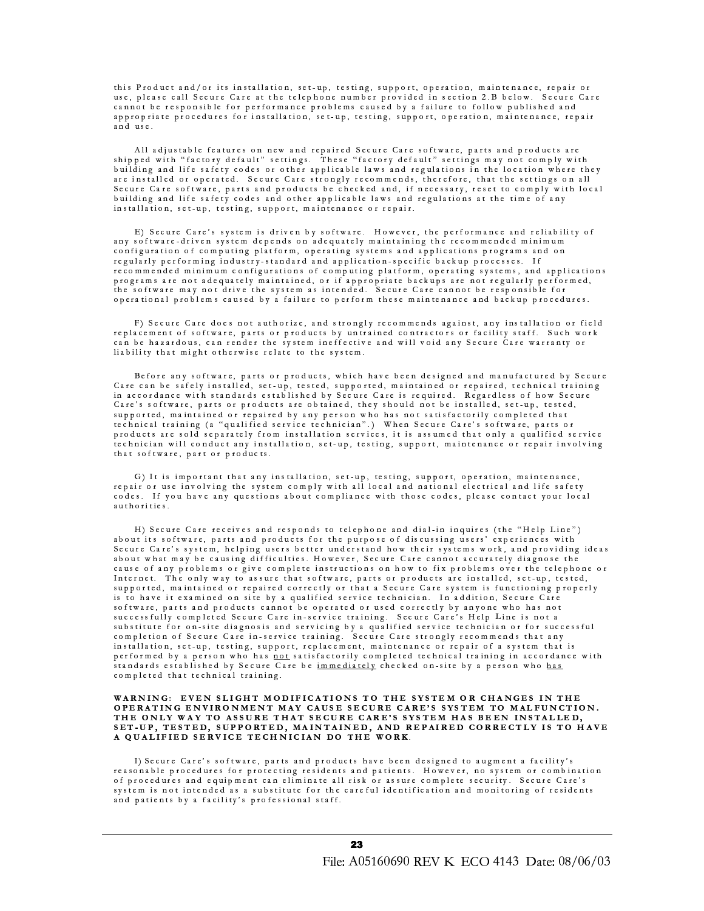this Product and/or its installation, set-up, testing, support, operation, maintenance, repair or use, please call Secure Care at the telephone number provided in section 2.B below. Secure Care cannot be responsible for performance problems caused by a failure to follow published and appropriate procedures for installation, set-up, testing, support, operation, maintenance, repair and use.

All adjustable features on new and repaired Secure Care software, parts and products are shipped with "factory default" settings. These "factory default" settings may not comply with building and life safety codes or other applicable laws and regulations in the location where they are installed or operated. Secure Care strongly recommends, therefore, that the settings on all Secure Care software, parts and products be checked and, if necessary, reset to comply with local building and life safety codes and other applicable laws and regulations at the time of any installation, set-up, testing, support, maintenance or repair.

E) Secure Care's system is driven by software. However, the performance and reliability of any software-driven system depends on adequately maintaining the recommended minimum configuration of computing platform, operating systems and applications programs and on regularly performing industry-standard and application-specific backup processes. If recommended minimum configurations of computing platform, operating systems, and applications programs are not adequately maintained, or if appropriate backups are not regularly performed, the software may not drive the system as intended. Secure Care cannot be responsible for operational problems caused by a failure to perform these maintenance and backup procedures.

F) Secure Care does not authorize, and strongly recommends against, any installation or field replacement of software, parts or products by untrained contractors or facility staff. Such work can be hazardous, can render the system ineffective and will void any Secure Care warranty or liability that might otherwise relate to the system.

Before any software, parts or products, which have been designed and manufactured by Secure Care can be safely installed, set-up, tested, supported, maintained or repaired, technical training in accordance with standards established by Secure Care is required. Regardless of how Secure Care's software, parts or products are obtained, they should not be installed, set-up, tested, supported, maintained or repaired by any person who has not satisfactorily completed that technical training (a "qualified service technician".) When Secure Care's software, parts or products are sold separately from installation services, it is assumed that only a qualified service technician will conduct any installation, set-up, testing, support, maintenance or repair involving that software, part or products.

G) It is important that any installation, set-up, testing, support, operation, maintenance, repair or use involving the system comply with all local and national electrical and life safety codes. If you have any questions about compliance with those codes, please contact your local authorities.

H) Secure Care receives and responds to telephone and dial-in inquires (the "Help Line") about its software, parts and products for the purpose of discussing users' experiences with Secure Care's system, helping users better understand how their systems work, and providing ideas about what may be causing difficulties. However, Secure Care cannot accurately diagnose the cause of any problems or give complete instructions on how to fix problems over the telephone or Internet. The only way to assure that software, parts or products are installed, set-up, tested, supported, maintained or repaired correctly or that a Secure Care system is functioning properly is to have it examined on site by a qualified service technician. In addition, Secure Care software, parts and products cannot be operated or used correctly by anyone who has not successfully completed Secure Care in-service training. Secure Care's Help Line is not a substitute for on-site diagnosis and servicing by a qualified service technician or for successful completion of Secure Care in-service training. Secure Care strongly recommends that any installation, set-up, testing, support, replacement, maintenance or repair of a system that is performed by a person who has <u>not</u> satisfactorily completed technical training in accordance with standards established by Secure Care be <u>immediately</u> checked on-site by a person who <u>has</u> completed that technical training.

**WARNING: EVEN SLIGHT MODIFICATIONS TO THE SYSTEM OR CHANGES IN THE OPERATING ENVIRONMENT MAY CAUSE SECURE CARE'S SYSTEM TO MALFUNCTION. THE ONLY WAY TO ASSURE THAT SECURE CARE'S SYSTEM HAS BEEN INSTALLED, SET-UP, TESTED, SUPPORTED, MAINTAINED, AND REPAIRED CORRECTLY IS TO HAVE A QUALIFIED SERVICE TECHNICIAN DO THE WORK**.

I) Secure Care's software, parts and products have been designed to augment a facility's reasonable procedures for protecting residents and patients. However, no system or combination of procedures and equipment can eliminate all risk or assure complete security. Secure Care's system is not intended as a substitute for the careful identification and monitoring of residents and patients by a facility's professional staff.

File: A05160690 REV K ECO 4143 Date: 08/06/03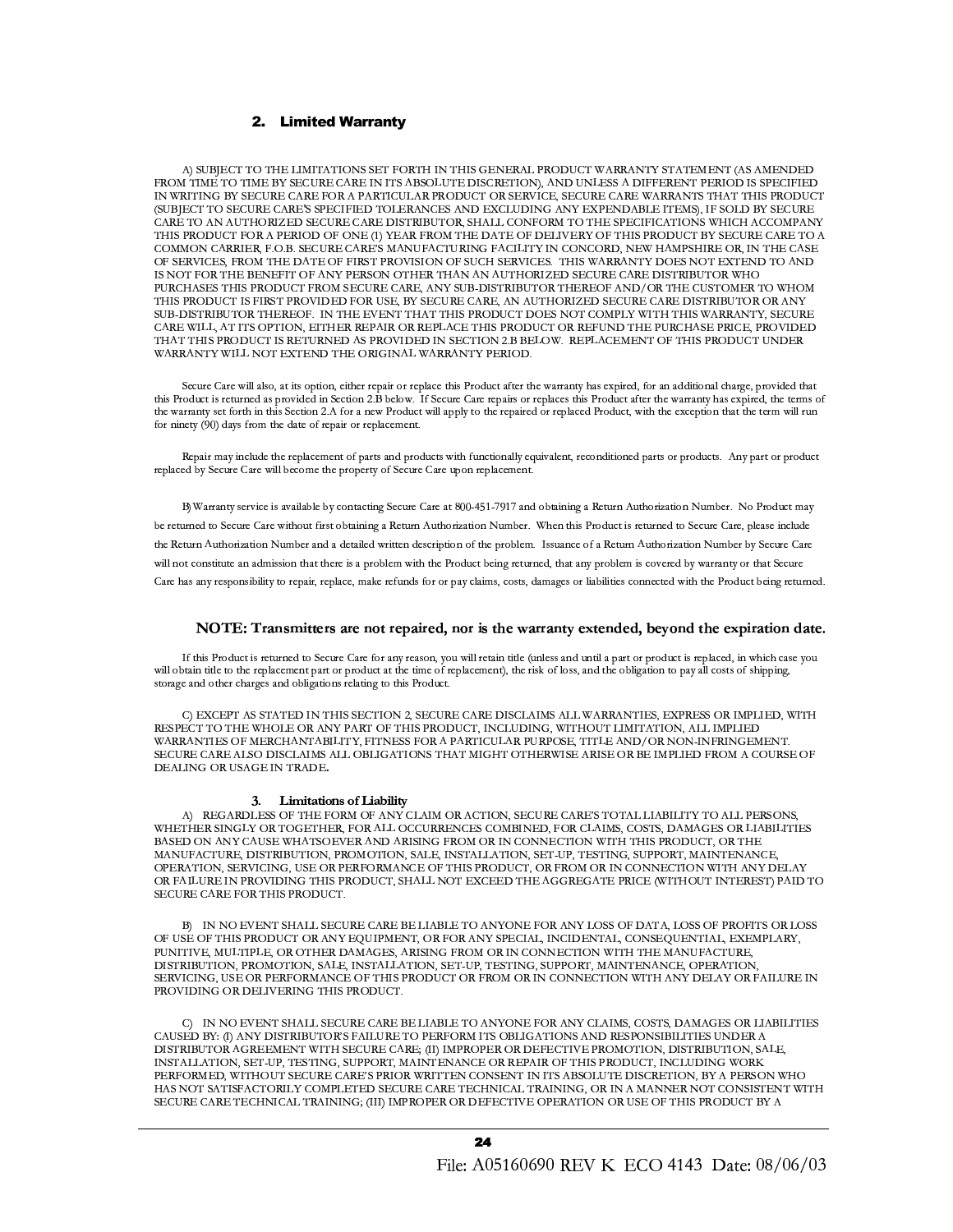## 2. Limited Warranty

A) SUBJECT TO THE LIMITATIONS SET FORTH IN THIS GENERAL PRODUCT WARRANTY STATEMENT (AS AMENDED FROM TIME TO TIME BY SECURE CARE IN ITS ABSOLUTE DISCRETION), AND UNLESS A DIFFERENT PERIOD IS SPECIFIED IN WRITING BY SECURE CARE FOR A PARTICULAR PRODUCT OR SERVICE, SECURE CARE WARRANTS THAT THIS PRODUCT (SUBJECT TO SECURE CARE'S SPECIFIED TOLERANCES AND EXCLUDING ANY EXPENDABLE ITEMS), IF SOLD BY SECURE CARE TO AN AUTHORIZED SECURE CARE DISTRIBUTOR, SHALL CONFORM TO THE SPECIFICATIONS WHICH ACCOMPANY THIS PRODUCT FOR A PERIOD OF ONE (1) YEAR FROM THE DATE OF DELIVERY OF THIS PRODUCT BY SECURE CARE TO A COMMON CARRIER, F.O.B. SECURE CARE'S MANUFACTURING FACILITY IN CONCORD, NEW HAMPSHIRE OR, IN THE CASE OF SERVICES, FROM THE DATE OF FIRST PROVISION OF SUCH SERVICES. THIS WARRANTY DOES NOT EXTEND TO AND IS NOT FOR THE BENEFIT OF ANY PERSON OTHER THAN AN AUTHORIZED SECURE CARE DISTRIBUTOR WHO PURCHASES THIS PRODUCT FROM SECURE CARE, ANY SUB-DISTRIBUTOR THEREOF AND/OR THE CUSTOMER TO WHOM THIS PRODUCT IS FIRST PROVIDED FOR USE, BY SECURE CARE, AN AUTHORIZED SECURE CARE DISTRIBUTOR OR ANY SUB-DISTRIBUTOR THEREOF. IN THE EVENT THAT THIS PRODUCT DOES NOT COMPLY WITH THIS WARRANTY, SECURE CARE WILL, AT ITS OPTION, EITHER REPAIR OR REPLACE THIS PRODUCT OR REFUND THE PURCHASE PRICE, PROVIDED THAT THIS PRODUCT IS RETURNED AS PROVIDED IN SECTION 2.B BELOW. REPLACEMENT OF THIS PRODUCT UNDER WARRANTY WILL NOT EXTEND THE ORIGINAL WARRANTY PERIOD.

Secure Care will also, at its option, either repair or replace this Product after the warranty has expired, for an additional charge, provided that this Product is returned as provided in Section 2.B below. If Secure Care repairs or replaces this Product after the warranty has expired, the terms of the warranty set forth in this Section 2.A for a new Product will apply to the repaired or replaced Product, with the exception that the term will run for ninety (90) days from the date of repair or replacement.

Repair may include the replacement of parts and products with functionally equivalent, reconditioned parts or products. Any part or product replaced by Secure Care will become the property of Secure Care upon replacement.

B) Warranty service is available by contacting Secure Care at 800-451-7917 and obtaining a Return Authorization Number. No Product may be returned to Secure Care without first obtaining a Return Authorization Number. When this Product is returned to Secure Care, please include the Return Authorization Number and a detailed written description of the problem. Issuance of a Return Authorization Number by Secure Care will not constitute an admission that there is a problem with the Product being returned, that any problem is covered by warranty or that Secure Care has any responsibility to repair, replace, make refunds for or pay claims, costs, damages or liabilities connected with the Product being returned.

**NOTE: Transmitters are not repaired, nor is the warranty extended, beyond the expiration date.**

If this Product is returned to Secure Care for any reason, you will retain title (unless and until a part or product is replaced, in which case you will obtain title to the replacement part or product at the time of replacement), the risk of loss, and the obligation to pay all costs of shipping, storage and other charges and obligations relating to this Product.

C) EXCEPT AS STATED IN THIS SECTION 2, SECURE CARE DISCLAIMS ALL WARRANTIES, EXPRESS OR IMPLIED, WITH RESPECT TO THE WHOLE OR ANY PART OF THIS PRODUCT, INCLUDING, WITHOUT LIMITATION, ALL IMPLIED WARRANTIES OF MERCHANTABILITY, FITNESS FOR A PARTICULAR PURPOSE, TITLE AND/OR NON-INFRINGEMENT. SECURE CARE ALSO DISCLAIMS ALL OBLIGATIONS THAT MIGHT OTHERWISE ARISE OR BE IMPLIED FROM A COURSE OF DEALING OR USAGE IN TRADE.

## 3. Limitations of Liability

A) REGARDLESS OF THE FORM OF ANY CLAIM OR ACTION, SECURE CARE'S TOTAL LIABILITY TO ALL PERSONS, WHETHER SINGLY OR TOGETHER, FOR ALL OCCURRENCES COMBINED, FOR CLAIMS, COSTS, DAMAGES OR LIABILITIES BASED ON ANY CAUSE WHATSOEVER AND ARISING FROM OR IN CONNECTION WITH THIS PRODUCT, OR THE MANUFACTURE, DISTRIBUTION, PROMOTION, SALE, INSTALLATION, SET-UP, TESTING, SUPPORT, MAINTENANCE, OPERATION, SERVICING, USE OR PERFORMANCE OF THIS PRODUCT, OR FROM OR IN CONNECTION WITH ANY DELAY OR FAILURE IN PROVIDING THIS PRODUCT, SHALL NOT EXCEED THE AGGREGATE PRICE (WITHOUT INTEREST) PAID TO SECURE CARE FOR THIS PRODUCT.

B) IN NO EVENT SHALL SECURE CARE BE LIABLE TO ANYONE FOR ANY LOSS OF DATA, LOSS OF PROFITS OR LOSS OF USE OF THIS PRODUCT OR ANY EQUIPMENT, OR FOR ANY SPECIAL, INCIDENTAL, CONSEQUENTIAL, EXEMPLARY, PUNITIVE, MULTIPLE, OR OTHER DAMAGES, ARISING FROM OR IN CONNECTION WITH THE MANUFACTURE, DISTRIBUTION, PROMOTION, SALE, INSTALLATION, SET-UP, TESTING, SUPPORT, MAINTENANCE, OPERATION, SERVICING, USE OR PERFORMANCE OF THIS PRODUCT OR FROM OR IN CONNECTION WITH ANY DELAY OR FAILURE IN PROVIDING OR DELIVERING THIS PRODUCT.

C) IN NO EVENT SHALL SECURE CARE BE LIABLE TO ANYONE FOR ANY CLAIMS, COSTS, DAMAGES OR LIABILITIES CAUSED BY: (I) ANY DISTRIBUTOR'S FAILURE TO PERFORM ITS OBLIGATIONS AND RESPONSIBILITIES UNDER A DISTRIBUTOR AGREEMENT WITH SECURE CARE; (II) IMPROPER OR DEFECTIVE PROMOTION, DISTRIBUTION, SALE, INSTALLATION, SET-UP, TESTING, SUPPORT, MAINTENANCE OR REPAIR OF THIS PRODUCT, INCLUDING WORK PERFORMED, WITHOUT SECURE CARE'S PRIOR WRITTEN CONSENT IN ITS ABSOLUTE DISCRETION, BY A PERSON WHO HAS NOT SATISFACTORILY COMPLETED SECURE CARE TECHNICAL TRAINING, OR IN A MANNER NOT CONSISTENT WITH SECURE CARE TECHNICAL TRAINING; (III) IMPROPER OR DEFECTIVE OPERATION OR USE OF THIS PRODUCT BY A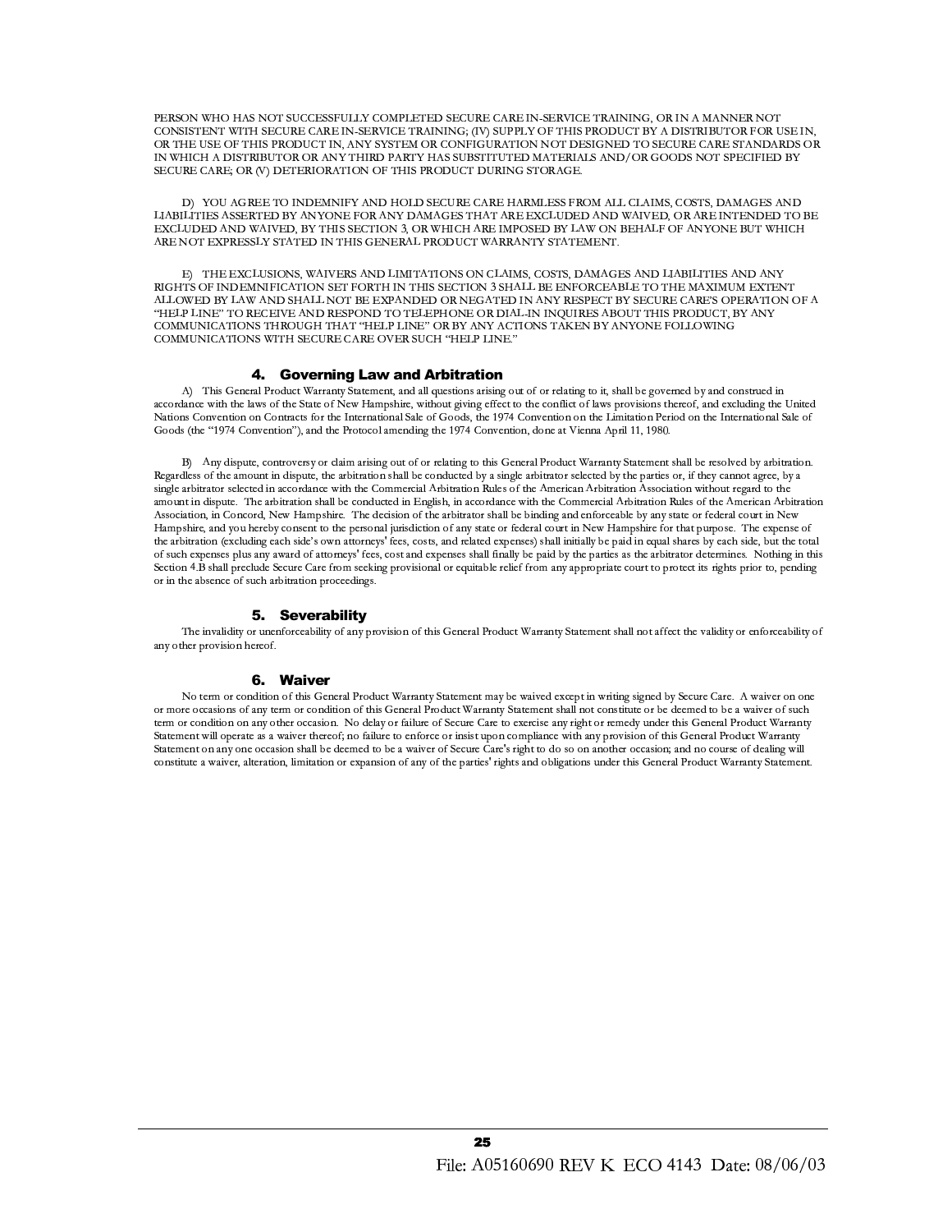PERSON WHO HAS NOT SUCCESSFULLY COMPLETED SECURE CARE IN-SERVICE TRAINING, OR IN A MANNER NOT CONSISTENT WITH SECURE CARE IN-SERVICE TRAINING; (IV) SUPPLY OF THIS PRODUCT BY A DISTRIBUTOR FOR USE IN, OR THE USE OF THIS PRODUCT IN, ANY SYSTEM OR CONFIGURATION NOT DESIGNED TO SECURE CARE STANDARDS OR IN WHICH A DISTRIBUTOR OR ANY THIRD PARTY HAS SUBSTITUTED MATERIALS AND/OR GOODS NOT SPECIFIED BY SECURE CARE; OR (V) DETERIORATION OF THIS PRODUCT DURING STORAGE.

D) YOU AGREE TO INDEMNIFY AND HOLD SECURE CARE HARMLESS FROM ALL CLAIMS, COSTS, DAMAGES AND LIABILITIES ASSERTED BY ANYONE FOR ANY DAMAGES THAT ARE EXCLUDED AND WAIVED, OR ARE INTENDED TO BE EXCLUDED AND WAIVED, BY THIS SECTION 3, OR WHICH ARE IMPOSED BY LAW ON BEHALF OF ANYONE BUT WHICH ARE NOT EXPRESSLY STATED IN THIS GENERAL PRODUCT WARRANTY STATEMENT.

E) THE EXCLUSIONS, WAIVERS AND LIMITATIONS ON CLAIMS, COSTS, DAMAGES AND LIABILITIES AND ANY RIGHTS OF INDEMNIFICATION SET FORTH IN THIS SECTION 3 SHALL BE ENFORCEABLE TO THE MAXIMUM EXTENT ALLOWED BY LAW AND SHALL NOT BE EXPANDED OR NEGATED IN ANY RESPECT BY SECURE CARE'S OPERATION OF A "HELP LINE" TO RECEIVE AND RESPOND TO TELEPHONE OR DIAL-IN INQUIRES ABOUT THIS PRODUCT, BY ANY COMMUNICATIONS THROUGH THAT "HELP LINE" OR BY ANY ACTIONS TAKEN BY ANYONE FOLLOWING COMMUNICATIONS WITH SECURE CARE OVER SUCH "HELP LINE."

### 4. Governing Law and Arbitration

A) This General Product Warranty Statement, and all questions arising out of or relating to it, shall be governed by and construed in accordance with the laws of the State of New Hampshire, without giving effect to the conflict of laws provisions thereof, and excluding the United Nations Convention on Contracts for the International Sale of Goods, the 1974 Convention on the Limitation Period on the International Sale of Goods (the "1974 Convention"), and the Protocol amending the 1974 Convention, done at Vienna April 11, 1980.

B) Any dispute, controversy or claim arising out of or relating to this General Product Warranty Statement shall be resolved by arbitration. Regardless of the amount in dispute, the arbitration shall be conducted by a single arbitrator selected by the parties or, if they cannot agree, by a single arbitrator selected in accordance with the Commercial Arbitration Rules of the American Arbitration Association without regard to the amount in dispute. The arbitration shall be conducted in English, in accordance with the Commercial Arbitration Rules of the American Arbitration Association, in Concord, New Hampshire. The decision of the arbitrator shall be binding and enforceable by any state or federal court in New Hampshire, and you hereby consent to the personal jurisdiction of any state or federal court in New Hampshire for that purpose. The expense of the arbitration (excluding each side's own attorneys' fees, costs, and related expenses) shall initially be paid in equal shares by each side, but the total of such expenses plus any award of attorneys' fees, cost and expenses shall finally be paid by the parties as the arbitrator determines. Nothing in this Section 4.B shall preclude Secure Care from seeking provisional or equitable relief from any appropriate court to protect its rights prior to, pending or in the absence of such arbitration proceedings.

### 5. Severability

The invalidity or unenforceability of any provision of this General Product Warranty Statement shall not affect the validity or enforceability of any other provision hereof.

### 6. Waiver

No term or condition of this General Product Warranty Statement may be waived except in writing signed by Secure Care. A waiver on one or more occasions of any term or condition of this General Product Warranty Statement shall not constitute or be deemed to be a waiver of such term or condition on any other occasion. No delay or failure of Secure Care to exercise any right or remedy under this General Product Warranty Statement will operate as a waiver thereof; no failure to enforce or insist upon compliance with any provision of this General Product Warranty Statement on any one occasion shall be deemed to be a waiver of Secure Care's right to do so on another occasion; and no course of dealing will constitute a waiver, alteration, limitation or expansion of any of the parties' rights and obligations under this General Product Warranty Statement.

File: A05160690 REV K ECO 4143 Date: 08/06/03